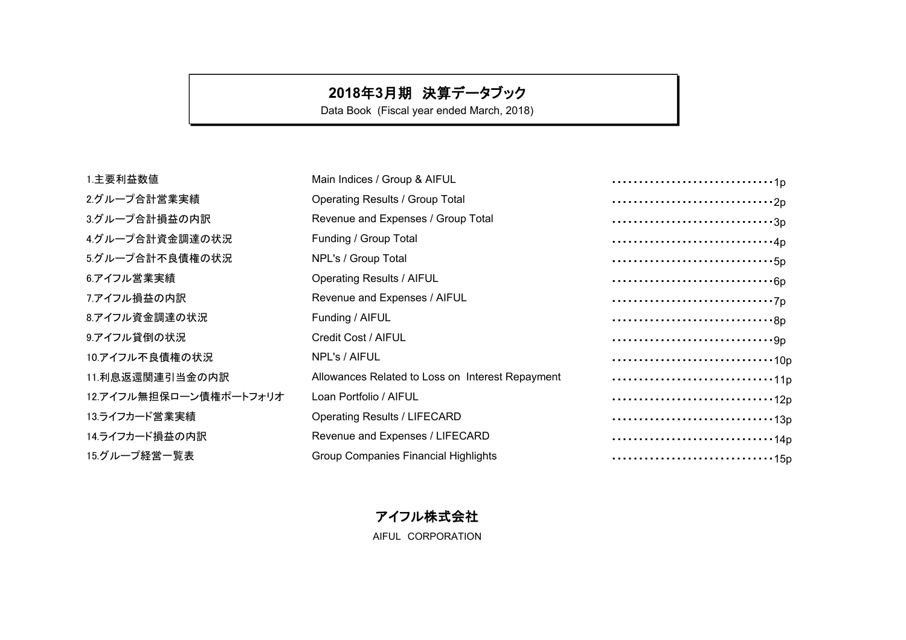# 2018年3月期 決算データブック

Data Book (Fiscal year ended March, 2018)

| | | |
|---|---|---|
| 1.主要利益数値 | Main Indices / Group & AIFUL | ・・・・・・・・・・・・・・・・・・・・・・・・・・・・1p |
| 2.グループ合計営業実績 | Operating Results / Group Total | ・・・・・・・・・・・・・・・・・・・・・・・・・・・・2p |
| 3.グループ合計損益の内訳 | Revenue and Expenses / Group Total | ・・・・・・・・・・・・・・・・・・・・・・・・・・・・3p |
| 4.グループ合計資金調達の状況 | Funding / Group Total | ・・・・・・・・・・・・・・・・・・・・・・・・・・・・4p |
| 5.グループ合計不良債権の状況 | NPL's / Group Total | ・・・・・・・・・・・・・・・・・・・・・・・・・・・・5p |
| 6.アイフル営業実績 | Operating Results / AIFUL | ・・・・・・・・・・・・・・・・・・・・・・・・・・・・6p |
| 7.アイフル損益の内訳 | Revenue and Expenses / AIFUL | ・・・・・・・・・・・・・・・・・・・・・・・・・・・・7p |
| 8.アイフル資金調達の状況 | Funding / AIFUL | ・・・・・・・・・・・・・・・・・・・・・・・・・・・・8p |
| 9.アイフル貸倒の状況 | Credit Cost / AIFUL | ・・・・・・・・・・・・・・・・・・・・・・・・・・・・9p |
| 10.アイフル不良債権の状況 | NPL's / AIFUL | ・・・・・・・・・・・・・・・・・・・・・・・・・・・・10p |
| 11.利息返還関連引当金の内訳 | Allowances Related to Loss on Interest Repayment | ・・・・・・・・・・・・・・・・・・・・・・・・・・・・11p |
| 12.アイフル無担保ローン債権ポートフォリオ | Loan Portfolio / AIFUL | ・・・・・・・・・・・・・・・・・・・・・・・・・・・・12p |
| 13.ライフカード営業実績 | Operating Results / LIFECARD | ・・・・・・・・・・・・・・・・・・・・・・・・・・・・13p |
| 14.ライフカード損益の内訳 | Revenue and Expenses / LIFECARD | ・・・・・・・・・・・・・・・・・・・・・・・・・・・・14p |
| 15.グループ経営一覧表 | Group Companies Financial Highlights | ・・・・・・・・・・・・・・・・・・・・・・・・・・・・15p |

**アイフル株式会社**

AIFUL CORPORATION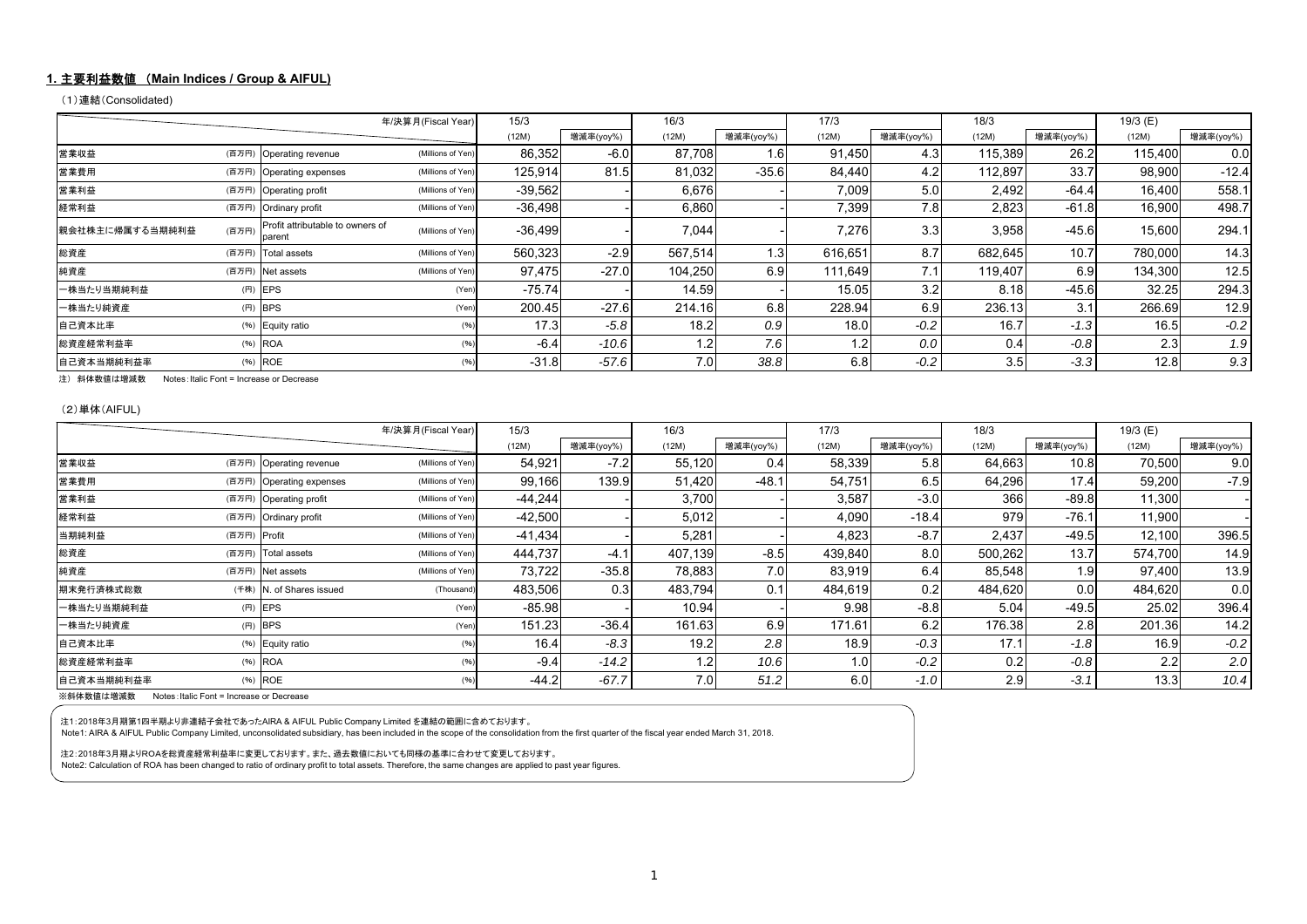## 1. 主要利益数値 （Main Indices / Group & AIFUL)

（1）連結（Consolidated)

| | | | 年/決算月(Fiscal Year) | 15/3 | | 16/3 | | 17/3 | | 18/3 | | 19/3 (E) | |
|---|---|---|---|---|---|---|---|---|---|---|---|---|---|
| | | | | (12M) | 増減率(yoy%) | (12M) | 増減率(yoy%) | (12M) | 増減率(yoy%) | (12M) | 増減率(yoy%) | (12M) | 増減率(yoy%) |
| 営業収益 | (百万円) | Operating revenue | (Millions of Yen) | 86,352 | -6.0 | 87,708 | 1.6 | 91,450 | 4.3 | 115,389 | 26.2 | 115,400 | 0.0 |
| 営業費用 | (百万円) | Operating expenses | (Millions of Yen) | 125,914 | 81.5 | 81,032 | -35.6 | 84,440 | 4.2 | 112,897 | 33.7 | 98,900 | -12.4 |
| 営業利益 | (百万円) | Operating profit | (Millions of Yen) | -39,562 | - | 6,676 | - | 7,009 | 5.0 | 2,492 | -64.4 | 16,400 | 558.1 |
| 経常利益 | (百万円) | Ordinary profit | (Millions of Yen) | -36,498 | - | 6,860 | - | 7,399 | 7.8 | 2,823 | -61.8 | 16,900 | 498.7 |
| 親会社株主に帰属する当期純利益 | (百万円) | Profit attributable to owners of parent | (Millions of Yen) | -36,499 | - | 7,044 | - | 7,276 | 3.3 | 3,958 | -45.6 | 15,600 | 294.1 |
| 総資産 | (百万円) | Total assets | (Millions of Yen) | 560,323 | -2.9 | 567,514 | 1.3 | 616,651 | 8.7 | 682,645 | 10.7 | 780,000 | 14.3 |
| 純資産 | (百万円) | Net assets | (Millions of Yen) | 97,475 | -27.0 | 104,250 | 6.9 | 111,649 | 7.1 | 119,407 | 6.9 | 134,300 | 12.5 |
| 一株当たり当期純利益 | (円) | EPS | (Yen) | -75.74 | - | 14.59 | - | 15.05 | 3.2 | 8.18 | -45.6 | 32.25 | 294.3 |
| 一株当たり純資産 | (円) | BPS | (Yen) | 200.45 | -27.6 | 214.16 | 6.8 | 228.94 | 6.9 | 236.13 | 3.1 | 266.69 | 12.9 |
| 自己資本比率 | (%) | Equity ratio | (%) | 17.3 | *-5.8* | 18.2 | *0.9* | 18.0 | *-0.2* | 16.7 | *-1.3* | 16.5 | *-0.2* |
| 総資産経常利益率 | (%) | ROA | (%) | -6.4 | *-10.6* | 1.2 | *7.6* | 1.2 | *0.0* | 0.4 | *-0.8* | 2.3 | *1.9* |
| 自己資本当期純利益率 | (%) | ROE | (%) | -31.8 | *-57.6* | 7.0 | *38.8* | 6.8 | *-0.2* | 3.5 | *-3.3* | 12.8 | *9.3* |

注）斜体数値は増減数　Notes : Italic Font = Increase or Decrease

（2）単体（AIFUL)

| | | | 年/決算月(Fiscal Year) | 15/3 | | 16/3 | | 17/3 | | 18/3 | | 19/3 (E) | |
|---|---|---|---|---|---|---|---|---|---|---|---|---|---|
| | | | | (12M) | 増減率(yoy%) | (12M) | 増減率(yoy%) | (12M) | 増減率(yoy%) | (12M) | 増減率(yoy%) | (12M) | 増減率(yoy%) |
| 営業収益 | (百万円) | Operating revenue | (Millions of Yen) | 54,921 | -7.2 | 55,120 | 0.4 | 58,339 | 5.8 | 64,663 | 10.8 | 70,500 | 9.0 |
| 営業費用 | (百万円) | Operating expenses | (Millions of Yen) | 99,166 | 139.9 | 51,420 | -48.1 | 54,751 | 6.5 | 64,296 | 17.4 | 59,200 | -7.9 |
| 営業利益 | (百万円) | Operating profit | (Millions of Yen) | -44,244 | - | 3,700 | - | 3,587 | -3.0 | 366 | -89.8 | 11,300 | - |
| 経常利益 | (百万円) | Ordinary profit | (Millions of Yen) | -42,500 | - | 5,012 | - | 4,090 | -18.4 | 979 | -76.1 | 11,900 | - |
| 当期純利益 | (百万円) | Profit | (Millions of Yen) | -41,434 | - | 5,281 | - | 4,823 | -8.7 | 2,437 | -49.5 | 12,100 | 396.5 |
| 総資産 | (百万円) | Total assets | (Millions of Yen) | 444,737 | -4.1 | 407,139 | -8.5 | 439,840 | 8.0 | 500,262 | 13.7 | 574,700 | 14.9 |
| 純資産 | (百万円) | Net assets | (Millions of Yen) | 73,722 | -35.8 | 78,883 | 7.0 | 83,919 | 6.4 | 85,548 | 1.9 | 97,400 | 13.9 |
| 期末発行済株式総数 | (千株) | N. of Shares issued | (Thousand) | 483,506 | 0.3 | 483,794 | 0.1 | 484,619 | 0.2 | 484,620 | 0.0 | 484,620 | 0.0 |
| 一株当たり当期純利益 | (円) | EPS | (Yen) | -85.98 | - | 10.94 | - | 9.98 | -8.8 | 5.04 | -49.5 | 25.02 | 396.4 |
| 一株当たり純資産 | (円) | BPS | (Yen) | 151.23 | -36.4 | 161.63 | 6.9 | 171.61 | 6.2 | 176.38 | 2.8 | 201.36 | 14.2 |
| 自己資本比率 | (%) | Equity ratio | (%) | 16.4 | *-8.3* | 19.2 | *2.8* | 18.9 | *-0.3* | 17.1 | *-1.8* | 16.9 | *-0.2* |
| 総資産経常利益率 | (%) | ROA | (%) | -9.4 | *-14.2* | 1.2 | *10.6* | 1.0 | *-0.2* | 0.2 | *-0.8* | 2.2 | *2.0* |
| 自己資本当期純利益率 | (%) | ROE | (%) | -44.2 | *-67.7* | 7.0 | *51.2* | 6.0 | *-1.0* | 2.9 | *-3.1* | 13.3 | *10.4* |

※斜体数値は増減数　Notes : Italic Font = Increase or Decrease

注1：2018年3月期第1四半期より非連結子会社であったAIRA & AIFUL Public Company Limited を連結の範囲に含めております。
Note1: AIRA & AIFUL Public Company Limited, unconsolidated subsidiary, has been included in the scope of the consolidation from the first quarter of the fiscal year ended March 31, 2018.

注2：2018年3月期よりROAを総資産経常利益率に変更しております。また、過去数値においても同様の基準に合わせて変更しております。
Note2: Calculation of ROA has been changed to ratio of ordinary profit to total assets. Therefore, the same changes are applied to past year figures.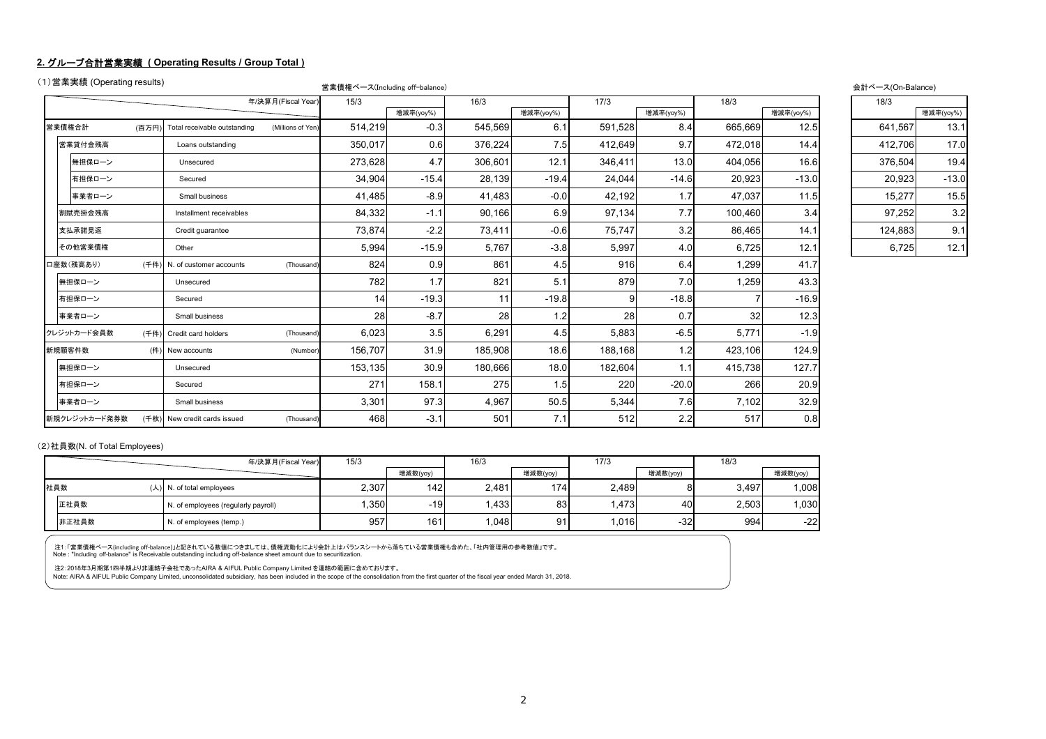## 2. グループ合計営業実績 ( Operating Results / Group Total )

（1）営業実績 (Operating results)

営業債権ベース(Including off-balance) / 会計ベース(On-Balance)

| | | | 年/決算月(Fiscal Year) | 15/3 | | 16/3 | | 17/3 | | 18/3 | | 18/3 (会計ベース) | |
|---|---|---|---|---|---|---|---|---|---|---|---|---|---|
| | | | | | 増減率(yoy%) | | 増減率(yoy%) | | 増減率(yoy%) | | 増減率(yoy%) | | 増減率(yoy%) |
| 営業債権合計 | (百万円) | Total receivable outstanding | (Millions of Yen) | 514,219 | -0.3 | 545,569 | 6.1 | 591,528 | 8.4 | 665,669 | 12.5 | 641,567 | 13.1 |
| 営業貸付金残高 | | Loans outstanding | | 350,017 | 0.6 | 376,224 | 7.5 | 412,649 | 9.7 | 472,018 | 14.4 | 412,706 | 17.0 |
| 無担保ローン | | Unsecured | | 273,628 | 4.7 | 306,601 | 12.1 | 346,411 | 13.0 | 404,056 | 16.6 | 376,504 | 19.4 |
| 有担保ローン | | Secured | | 34,904 | -15.4 | 28,139 | -19.4 | 24,044 | -14.6 | 20,923 | -13.0 | 20,923 | -13.0 |
| 事業者ローン | | Small business | | 41,485 | -8.9 | 41,483 | -0.0 | 42,192 | 1.7 | 47,037 | 11.5 | 15,277 | 15.5 |
| 割賦売掛金残高 | | Installment receivables | | 84,332 | -1.1 | 90,166 | 6.9 | 97,134 | 7.7 | 100,460 | 3.4 | 97,252 | 3.2 |
| 支払承諾見返 | | Credit guarantee | | 73,874 | -2.2 | 73,411 | -0.6 | 75,747 | 3.2 | 86,465 | 14.1 | 124,883 | 9.1 |
| その他営業債権 | | Other | | 5,994 | -15.9 | 5,767 | -3.8 | 5,997 | 4.0 | 6,725 | 12.1 | 6,725 | 12.1 |
| 口座数(残高あり) | (千件) | N. of customer accounts | (Thousand) | 824 | 0.9 | 861 | 4.5 | 916 | 6.4 | 1,299 | 41.7 | | |
| 無担保ローン | | Unsecured | | 782 | 1.7 | 821 | 5.1 | 879 | 7.0 | 1,259 | 43.3 | | |
| 有担保ローン | | Secured | | 14 | -19.3 | 11 | -19.8 | 9 | -18.8 | 7 | -16.9 | | |
| 事業者ローン | | Small business | | 28 | -8.7 | 28 | 1.2 | 28 | 0.7 | 32 | 12.3 | | |
| クレジットカード会員数 | (千件) | Credit card holders | (Thousand) | 6,023 | 3.5 | 6,291 | 4.5 | 5,883 | -6.5 | 5,771 | -1.9 | | |
| 新規顧客件数 | (件) | New accounts | (Number) | 156,707 | 31.9 | 185,908 | 18.6 | 188,168 | 1.2 | 423,106 | 124.9 | | |
| 無担保ローン | | Unsecured | | 153,135 | 30.9 | 180,666 | 18.0 | 182,604 | 1.1 | 415,738 | 127.7 | | |
| 有担保ローン | | Secured | | 271 | 158.1 | 275 | 1.5 | 220 | -20.0 | 266 | 20.9 | | |
| 事業者ローン | | Small business | | 3,301 | 97.3 | 4,967 | 50.5 | 5,344 | 7.6 | 7,102 | 32.9 | | |
| 新規クレジットカード発券数 | (千枚) | New credit cards issued | (Thousand) | 468 | -3.1 | 501 | 7.1 | 512 | 2.2 | 517 | 0.8 | | |

（2）社員数(N. of Total Employees)

| | | | 年/決算月(Fiscal Year) | 15/3 | | 16/3 | | 17/3 | | 18/3 | |
|---|---|---|---|---|---|---|---|---|---|---|---|
| | | | | | 増減数(yoy) | | 増減数(yoy) | | 増減数(yoy) | | 増減数(yoy) |
| 社員数 | (人) | N. of total employees | | 2,307 | 142 | 2,481 | 174 | 2,489 | 8 | 3,497 | 1,008 |
| 正社員数 | | N. of employees (regularly payroll) | | 1,350 | -19 | 1,433 | 83 | 1,473 | 40 | 2,503 | 1,030 |
| 非正社員数 | | N. of employees (temp.) | | 957 | 161 | 1,048 | 91 | 1,016 | -32 | 994 | -22 |

注1:「営業債権ベース(including off-balance)」と記されている数値につきましては、債権流動化により会計上はバランスシートから落ちている営業債権も含めた、「社内管理用の参考数値」です。
Note : "Including off-balance" is Receivable outstanding including off-balance sheet amount due to securitization.

注2:2018年3月期第1四半期より非連結子会社であったAIRA & AIFUL Public Company Limitedを連結の範囲に含めております。
Note: AIRA & AIFUL Public Company Limited, unconsolidated subsidiary, has been included in the scope of the consolidation from the first quarter of the fiscal year ended March 31, 2018.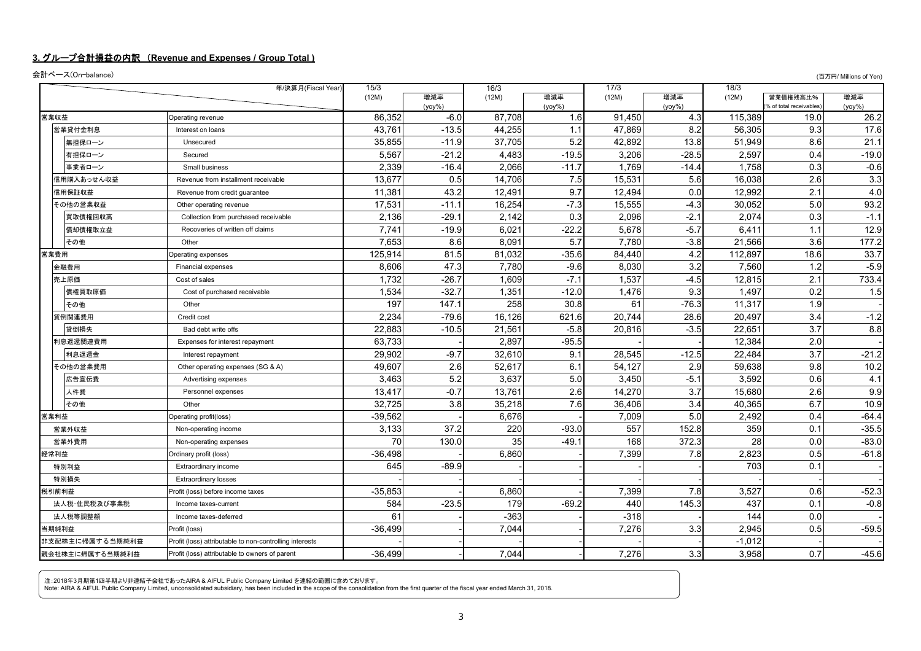## 3. グループ合計損益の内訳 （Revenue and Expenses / Group Total）

会計ベース(On-balance)

(百万円/ Millions of Yen)

| | 年/決算月(Fiscal Year) | 15/3 (12M) | 増減率 (yoy%) | 16/3 (12M) | 増減率 (yoy%) | 17/3 (12M) | 増減率 (yoy%) | 18/3 (12M) | 営業債権残高比% (% of total receivables) | 増減率 (yoy%) |
|---|---|---|---|---|---|---|---|---|---|---|
| 営業収益 | Operating revenue | 86,352 | -6.0 | 87,708 | 1.6 | 91,450 | 4.3 | 115,389 | 19.0 | 26.2 |
| 営業貸付金利息 | Interest on loans | 43,761 | -13.5 | 44,255 | 1.1 | 47,869 | 8.2 | 56,305 | 9.3 | 17.6 |
| 無担保ローン | Unsecured | 35,855 | -11.9 | 37,705 | 5.2 | 42,892 | 13.8 | 51,949 | 8.6 | 21.1 |
| 有担保ローン | Secured | 5,567 | -21.2 | 4,483 | -19.5 | 3,206 | -28.5 | 2,597 | 0.4 | -19.0 |
| 事業者ローン | Small business | 2,339 | -16.4 | 2,066 | -11.7 | 1,769 | -14.4 | 1,758 | 0.3 | -0.6 |
| 信用購入あっせん収益 | Revenue from installment receivable | 13,677 | 0.5 | 14,706 | 7.5 | 15,531 | 5.6 | 16,038 | 2.6 | 3.3 |
| 信用保証収益 | Revenue from credit guarantee | 11,381 | 43.2 | 12,491 | 9.7 | 12,494 | 0.0 | 12,992 | 2.1 | 4.0 |
| その他の営業収益 | Other operating revenue | 17,531 | -11.1 | 16,254 | -7.3 | 15,555 | -4.3 | 30,052 | 5.0 | 93.2 |
| 買取債権回収高 | Collection from purchased receivable | 2,136 | -29.1 | 2,142 | 0.3 | 2,096 | -2.1 | 2,074 | 0.3 | -1.1 |
| 償却債権取立益 | Recoveries of written off claims | 7,741 | -19.9 | 6,021 | -22.2 | 5,678 | -5.7 | 6,411 | 1.1 | 12.9 |
| その他 | Other | 7,653 | 8.6 | 8,091 | 5.7 | 7,780 | -3.8 | 21,566 | 3.6 | 177.2 |
| 営業費用 | Operating expenses | 125,914 | 81.5 | 81,032 | -35.6 | 84,440 | 4.2 | 112,897 | 18.6 | 33.7 |
| 金融費用 | Financial expenses | 8,606 | 47.3 | 7,780 | -9.6 | 8,030 | 3.2 | 7,560 | 1.2 | -5.9 |
| 売上原価 | Cost of sales | 1,732 | -26.7 | 1,609 | -7.1 | 1,537 | -4.5 | 12,815 | 2.1 | 733.4 |
| 債権買取原価 | Cost of purchased receivable | 1,534 | -32.7 | 1,351 | -12.0 | 1,476 | 9.3 | 1,497 | 0.2 | 1.5 |
| その他 | Other | 197 | 147.1 | 258 | 30.8 | 61 | -76.3 | 11,317 | 1.9 | - |
| 貸倒関連費用 | Credit cost | 2,234 | -79.6 | 16,126 | 621.6 | 20,744 | 28.6 | 20,497 | 3.4 | -1.2 |
| 貸倒損失 | Bad debt write offs | 22,883 | -10.5 | 21,561 | -5.8 | 20,816 | -3.5 | 22,651 | 3.7 | 8.8 |
| 利息返還関連費用 | Expenses for interest repayment | 63,733 | - | 2,897 | -95.5 | - | - | 12,384 | 2.0 | - |
| 利息返還金 | Interest repayment | 29,902 | -9.7 | 32,610 | 9.1 | 28,545 | -12.5 | 22,484 | 3.7 | -21.2 |
| その他の営業費用 | Other operating expenses (SG & A) | 49,607 | 2.6 | 52,617 | 6.1 | 54,127 | 2.9 | 59,638 | 9.8 | 10.2 |
| 広告宣伝費 | Advertising expenses | 3,463 | 5.2 | 3,637 | 5.0 | 3,450 | -5.1 | 3,592 | 0.6 | 4.1 |
| 人件費 | Personnel expenses | 13,417 | -0.7 | 13,761 | 2.6 | 14,270 | 3.7 | 15,680 | 2.6 | 9.9 |
| その他 | Other | 32,725 | 3.8 | 35,218 | 7.6 | 36,406 | 3.4 | 40,365 | 6.7 | 10.9 |
| 営業利益 | Operating profit(loss) | -39,562 | - | 6,676 | - | 7,009 | 5.0 | 2,492 | 0.4 | -64.4 |
| 営業外収益 | Non-operating income | 3,133 | 37.2 | 220 | -93.0 | 557 | 152.8 | 359 | 0.1 | -35.5 |
| 営業外費用 | Non-operating expenses | 70 | 130.0 | 35 | -49.1 | 168 | 372.3 | 28 | 0.0 | -83.0 |
| 経常利益 | Ordinary profit (loss) | -36,498 | - | 6,860 | - | 7,399 | 7.8 | 2,823 | 0.5 | -61.8 |
| 特別利益 | Extraordinary income | 645 | -89.9 | - | - | - | - | 703 | 0.1 | - |
| 特別損失 | Extraordinary losses | - | - | - | - | - | - | - | - | - |
| 税引前利益 | Profit (loss) before income taxes | -35,853 | - | 6,860 | - | 7,399 | 7.8 | 3,527 | 0.6 | -52.3 |
| 法人税･住民税及び事業税 | Income taxes-current | 584 | -23.5 | 179 | -69.2 | 440 | 145.3 | 437 | 0.1 | -0.8 |
| 法人税等調整額 | Income taxes-deferred | 61 | - | -363 | - | -318 | - | 144 | 0.0 | - |
| 当期純利益 | Profit (loss) | -36,499 | - | 7,044 | - | 7,276 | 3.3 | 2,945 | 0.5 | -59.5 |
| 非支配株主に帰属する当期純利益 | Profit (loss) attributable to non-controlling interests | - | - | - | - | - | - | -1,012 | - | - |
| 親会社株主に帰属する当期純利益 | Profit (loss) attributable to owners of parent | -36,499 | - | 7,044 | - | 7,276 | 3.3 | 3,958 | 0.7 | -45.6 |

注：2018年3月期第1四半期より非連結子会社であったAIRA & AIFUL Public Company Limited を連結の範囲に含めております。
Note: AIRA & AIFUL Public Company Limited, unconsolidated subsidiary, has been included in the scope of the consolidation from the first quarter of the fiscal year ended March 31, 2018.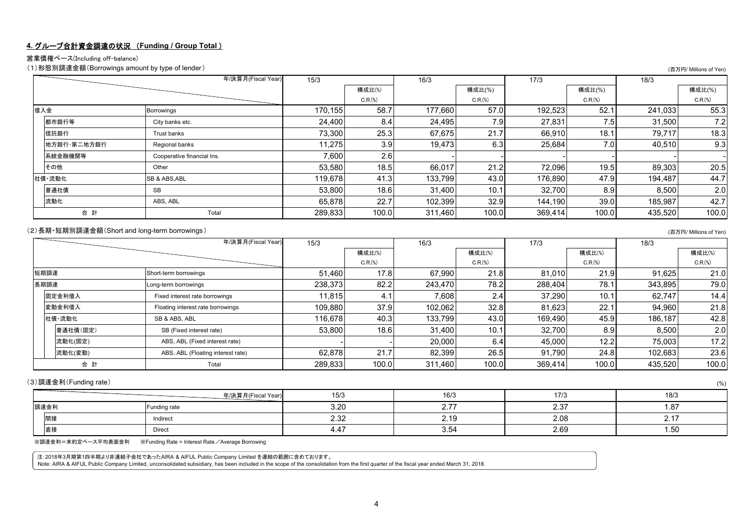## 4. グループ合計資金調達の状況 （Funding / Group Total ）

営業債権ベース(Including off-balance)

(1)形態別調達金額(Borrowings amount by type of lender)

(百万円/ Millions of Yen)

| | 年/決算月(Fiscal Year) | 15/3 | 構成比(%) C.R.(%) | 16/3 | 構成比(%) C.R.(%) | 17/3 | 構成比(%) C.R.(%) | 18/3 | 構成比(%) C.R.(%) |
|---|---|---|---|---|---|---|---|---|---|
| 借入金 | Borrowings | 170,155 | 58.7 | 177,660 | 57.0 | 192,523 | 52.1 | 241,033 | 55.3 |
| 都市銀行等 | City banks etc. | 24,400 | 8.4 | 24,495 | 7.9 | 27,831 | 7.5 | 31,500 | 7.2 |
| 信託銀行 | Trust banks | 73,300 | 25.3 | 67,675 | 21.7 | 66,910 | 18.1 | 79,717 | 18.3 |
| 地方銀行･第二地方銀行 | Regional banks | 11,275 | 3.9 | 19,473 | 6.3 | 25,684 | 7.0 | 40,510 | 9.3 |
| 系統金融機関等 | Cooperative financial Ins. | 7,600 | 2.6 | - | - | - | - | - | - |
| その他 | Other | 53,580 | 18.5 | 66,017 | 21.2 | 72,096 | 19.5 | 89,303 | 20.5 |
| 社債･流動化 | SB & ABS,ABL | 119,678 | 41.3 | 133,799 | 43.0 | 176,890 | 47.9 | 194,487 | 44.7 |
| 普通社債 | SB | 53,800 | 18.6 | 31,400 | 10.1 | 32,700 | 8.9 | 8,500 | 2.0 |
| 流動化 | ABS, ABL | 65,878 | 22.7 | 102,399 | 32.9 | 144,190 | 39.0 | 185,987 | 42.7 |
| 合 計 | Total | 289,833 | 100.0 | 311,460 | 100.0 | 369,414 | 100.0 | 435,520 | 100.0 |

(2)長期･短期別調達金額(Short and long-term borrowings)

(百万円/ Millions of Yen)

| | 年/決算月(Fiscal Year) | 15/3 | 構成比(%) C.R.(%) | 16/3 | 構成比(%) C.R.(%) | 17/3 | 構成比(%) C.R.(%) | 18/3 | 構成比(%) C.R.(%) |
|---|---|---|---|---|---|---|---|---|---|
| 短期調達 | Short-term borrowings | 51,460 | 17.8 | 67,990 | 21.8 | 81,010 | 21.9 | 91,625 | 21.0 |
| 長期調達 | Long-term borrowings | 238,373 | 82.2 | 243,470 | 78.2 | 288,404 | 78.1 | 343,895 | 79.0 |
| 固定金利借入 | Fixed interest rate borrowings | 11,815 | 4.1 | 7,608 | 2.4 | 37,290 | 10.1 | 62,747 | 14.4 |
| 変動金利借入 | Floating interest rate borrowings | 109,880 | 37.9 | 102,062 | 32.8 | 81,623 | 22.1 | 94,960 | 21.8 |
| 社債･流動化 | SB & ABS, ABL | 116,678 | 40.3 | 133,799 | 43.0 | 169,490 | 45.9 | 186,187 | 42.8 |
| 普通社債(固定) | SB (Fixed interest rate) | 53,800 | 18.6 | 31,400 | 10.1 | 32,700 | 8.9 | 8,500 | 2.0 |
| 流動化(固定) | ABS, ABL (Fixed interest rate) | - | - | 20,000 | 6.4 | 45,000 | 12.2 | 75,003 | 17.2 |
| 流動化(変動) | ABS, ABL (Floating interest rate) | 62,878 | 21.7 | 82,399 | 26.5 | 91,790 | 24.8 | 102,683 | 23.6 |
| 合 計 | Total | 289,833 | 100.0 | 311,460 | 100.0 | 369,414 | 100.0 | 435,520 | 100.0 |

(3)調達金利(Funding rate)

(%)

| | 年/決算月(Fiscal Year) | 15/3 | 16/3 | 17/3 | 18/3 |
|---|---|---|---|---|---|
| 調達金利 | Funding rate | 3.20 | 2.77 | 2.37 | 1.87 |
| 間接 | Indirect | 2.32 | 2.19 | 2.08 | 2.17 |
| 直接 | Direct | 4.47 | 3.54 | 2.69 | 1.50 |

※調達金利＝末約定ベース平均表面金利　※Funding Rate = Interest Rate／Average Borrowing

注:2018年3月期第1四半期より非連結子会社であったAIRA & AIFUL Public Company Limited を連結の範囲に含めております。
Note: AIRA & AIFUL Public Company Limited, unconsolidated subsidiary, has been included in the scope of the consolidation from the first quarter of the fiscal year ended March 31, 2018.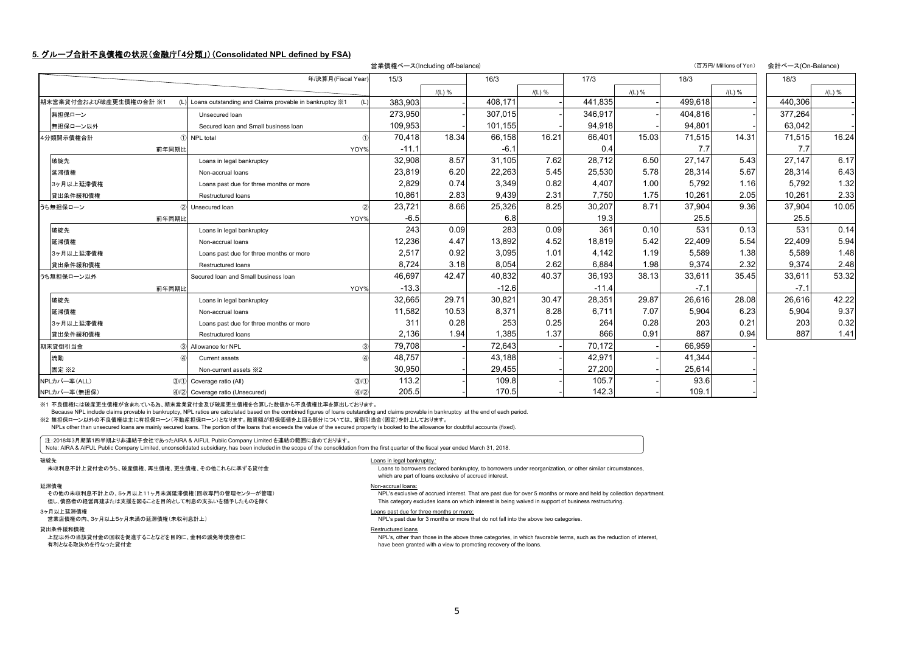## 5. グループ合計不良債権の状況（金融庁「4分類」）（Consolidated NPL defined by FSA)

営業債権ベース(Including off-balance)　（百万円/ Millions of Yen）　会計ベース(On-Balance)

| | | 年/決算月(Fiscal Year) | 15/3 | | 16/3 | | 17/3 | | 18/3 | | 18/3 | |
|---|---|---|---|---|---|---|---|---|---|---|---|---|
| | | | | /(L) % | | /(L) % | | /(L) % | | /(L) % | | /(L) % |
| 期末営業貸付金および破産更生債権の合計 ※1 | (L) | Loans outstanding and Claims provable in bankruptcy ※1 (L) | 383,903 | - | 408,171 | - | 441,835 | - | 499,618 | - | 440,306 | - |
| 無担保ローン | | Unsecured loan | 273,950 | - | 307,015 | - | 346,917 | - | 404,816 | - | 377,264 | - |
| 無担保ローン以外 | | Secured loan and Small business loan | 109,953 | - | 101,155 | - | 94,918 | - | 94,801 | - | 63,042 | - |
| 4分類開示債権合計 | ① | NPL total ① | 70,418 | 18.34 | 66,158 | 16.21 | 66,401 | 15.03 | 71,515 | 14.31 | 71,515 | 16.24 |
| 前年同期比 | | YOY% | -11.1 | | -6.1 | | 0.4 | | 7.7 | | 7.7 | |
| 破綻先 | | Loans in legal bankruptcy | 32,908 | 8.57 | 31,105 | 7.62 | 28,712 | 6.50 | 27,147 | 5.43 | 27,147 | 6.17 |
| 延滞債権 | | Non-accrual loans | 23,819 | 6.20 | 22,263 | 5.45 | 25,530 | 5.78 | 28,314 | 5.67 | 28,314 | 6.43 |
| 3ヶ月以上延滞債権 | | Loans past due for three months or more | 2,829 | 0.74 | 3,349 | 0.82 | 4,407 | 1.00 | 5,792 | 1.16 | 5,792 | 1.32 |
| 貸出条件緩和債権 | | Restructured loans | 10,861 | 2.83 | 9,439 | 2.31 | 7,750 | 1.75 | 10,261 | 2.05 | 10,261 | 2.33 |
| うち無担保ローン | ② | Unsecured loan ② | 23,721 | 8.66 | 25,326 | 8.25 | 30,207 | 8.71 | 37,904 | 9.36 | 37,904 | 10.05 |
| 前年同期比 | | YOY% | -6.5 | | 6.8 | | 19.3 | | 25.5 | | 25.5 | |
| 破綻先 | | Loans in legal bankruptcy | 243 | 0.09 | 283 | 0.09 | 361 | 0.10 | 531 | 0.13 | 531 | 0.14 |
| 延滞債権 | | Non-accrual loans | 12,236 | 4.47 | 13,892 | 4.52 | 18,819 | 5.42 | 22,409 | 5.54 | 22,409 | 5.94 |
| 3ヶ月以上延滞債権 | | Loans past due for three months or more | 2,517 | 0.92 | 3,095 | 1.01 | 4,142 | 1.19 | 5,589 | 1.38 | 5,589 | 1.48 |
| 貸出条件緩和債権 | | Restructured loans | 8,724 | 3.18 | 8,054 | 2.62 | 6,884 | 1.98 | 9,374 | 2.32 | 9,374 | 2.48 |
| うち無担保ローン以外 | | Secured loan and Small business loan | 46,697 | 42.47 | 40,832 | 40.37 | 36,193 | 38.13 | 33,611 | 35.45 | 33,611 | 53.32 |
| 前年同期比 | | YOY% | -13.3 | | -12.6 | | -11.4 | | -7.1 | | -7.1 | |
| 破綻先 | | Loans in legal bankruptcy | 32,665 | 29.71 | 30,821 | 30.47 | 28,351 | 29.87 | 26,616 | 28.08 | 26,616 | 42.22 |
| 延滞債権 | | Non-accrual loans | 11,582 | 10.53 | 8,371 | 8.28 | 6,711 | 7.07 | 5,904 | 6.23 | 5,904 | 9.37 |
| 3ヶ月以上延滞債権 | | Loans past due for three months or more | 311 | 0.28 | 253 | 0.25 | 264 | 0.28 | 203 | 0.21 | 203 | 0.32 |
| 貸出条件緩和債権 | | Restructured loans | 2,136 | 1.94 | 1,385 | 1.37 | 866 | 0.91 | 887 | 0.94 | 887 | 1.41 |
| 期末貸倒引当金 | ③ | Allowance for NPL ③ | 79,708 | - | 72,643 | - | 70,172 | - | 66,959 | - | | |
| 流動 | ④ | Current assets ④ | 48,757 | - | 43,188 | - | 42,971 | - | 41,344 | - | | |
| 固定 ※2 | | Non-current assets ※2 | 30,950 | - | 29,455 | - | 27,200 | - | 25,614 | - | | |
| NPLカバー率(ALL) | ③/① | Coverage ratio (All) ③/① | 113.2 | - | 109.8 | - | 105.7 | - | 93.6 | - | | |
| NPLカバー率(無担保) | ④/② | Coverage ratio (Unsecured) ④/② | 205.5 | - | 170.5 | - | 142.3 | - | 109.1 | - | | |

※1 不良債権には破産更生債権が含まれている為、期末営業貸付金及び破産更生債権を合算した数値から不良債権比率を算出しております。
Because NPL include claims provable in bankruptcy, NPL ratios are calculated based on the combined figures of loans outstanding and claims provable in bankruptcy at the end of each period.
※2 無担保ローン以外の不良債権は主に有担保ローン（不動産担保ローン）となります。融資額が担保価値を上回る部分については、貸倒引当金（固定）を計上しております。
NPLs other than unsecured loans are mainly secured loans. The portion of the loans that exceeds the value of the secured property is booked to the allowance for doubtful accounts (fixed).

注：2018年3月期第1四半期より非連結子会社であったAIRA & AIFUL Public Company Limited を連結の範囲に含めております。
Note: AIRA & AIFUL Public Company Limited, unconsolidated subsidiary, has been included in the scope of the consolidation from the first quarter of the fiscal year ended March 31, 2018.

破綻先
未収利息不計上貸付金のうち、破産債権、再生債権、更生債権、その他これらに準ずる貸付金

Loans in legal bankruptcy:
Loans to borrowers declared bankruptcy, to borrowers under reorganization, or other similar circumstances, which are part of loans exclusive of accrued interest.

延滞債権
その他の未収利息不計上の、5ヶ月以上11ヶ月未満延滞債権（回収専門の管理センターが管理）
但し、債務者の経営再建または支援を図ることを目的として利息の支払いを猶予したものを除く

Non-accrual loans:
NPL's exclusive of accrued interest. That are past due for over 5 months or more and held by collection department.
This category excludes loans on which interest is being waived in support of business restructuring.

3ヶ月以上延滞債権
営業店債権の内、3ヶ月以上5ヶ月未満の延滞債権（未収利息計上）

Loans past due for three months or more:
NPL's past due for 3 months or more that do not fall into the above two categories.

貸出条件緩和債権
上記以外の当該貸付金の回収を促進することなどを目的に、金利の減免等債務者に有利となる取決めを行なった貸付金

Restructured loans
NPL's, other than those in the above three categories, in which favorable terms, such as the reduction of interest, have been granted with a view to promoting recovery of the loans.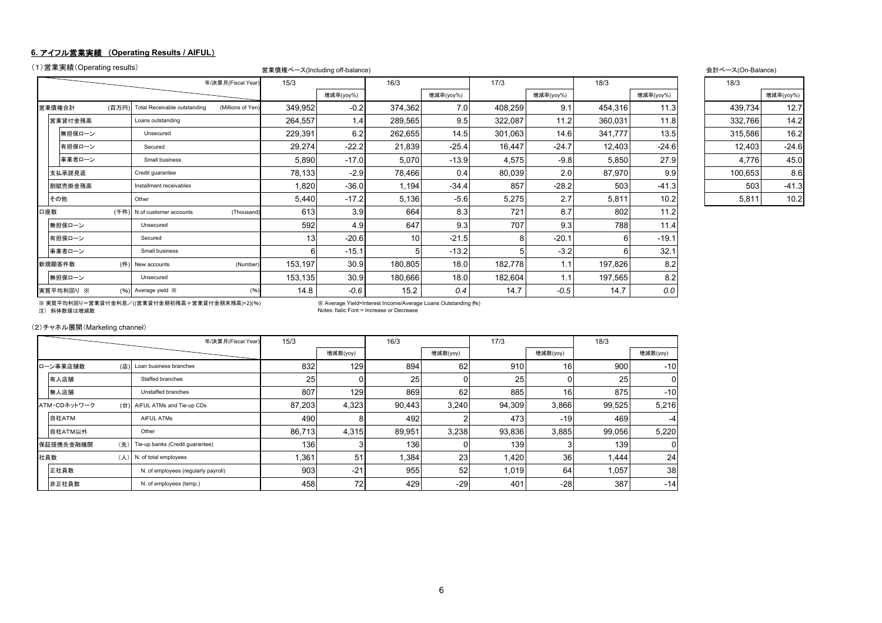## 6. アイフル営業実績 （Operating Results / AIFUL）

（1）営業実績（Operating results）

営業債権ベース(Including off-balance) ／ 会計ベース(On-Balance)

| | | 年/決算月(Fiscal Year) | 15/3 | | 16/3 | | 17/3 | | 18/3 | | 18/3（会計ベース） | |
|---|---|---|---|---|---|---|---|---|---|---|---|---|
| | | | | 増減率(yoy%) | | 増減率(yoy%) | | 増減率(yoy%) | | 増減率(yoy%) | | 増減率(yoy%) |
| 営業債権合計 | (百万円) | Total Receivable outstanding (Millions of Yen) | 349,952 | -0.2 | 374,362 | 7.0 | 408,259 | 9.1 | 454,316 | 11.3 | 439,734 | 12.7 |
| 営業貸付金残高 | | Loans outstanding | 264,557 | 1.4 | 289,565 | 9.5 | 322,087 | 11.2 | 360,031 | 11.8 | 332,766 | 14.2 |
| 無担保ローン | | Unsecured | 229,391 | 6.2 | 262,655 | 14.5 | 301,063 | 14.6 | 341,777 | 13.5 | 315,586 | 16.2 |
| 有担保ローン | | Secured | 29,274 | -22.2 | 21,839 | -25.4 | 16,447 | -24.7 | 12,403 | -24.6 | 12,403 | -24.6 |
| 事業者ローン | | Small business | 5,890 | -17.0 | 5,070 | -13.9 | 4,575 | -9.8 | 5,850 | 27.9 | 4,776 | 45.0 |
| 支払承諾見返 | | Credit guarantee | 78,133 | -2.9 | 78,466 | 0.4 | 80,039 | 2.0 | 87,970 | 9.9 | 100,653 | 8.6 |
| 割賦売掛金残高 | | Installment receivables | 1,820 | -36.0 | 1,194 | -34.4 | 857 | -28.2 | 503 | -41.3 | 503 | -41.3 |
| その他 | | Other | 5,440 | -17.2 | 5,136 | -5.6 | 5,275 | 2.7 | 5,811 | 10.2 | 5,811 | 10.2 |
| 口座数 | (千件) | N.of customer accounts (Thousand) | 613 | 3.9 | 664 | 8.3 | 721 | 8.7 | 802 | 11.2 | | |
| 無担保ローン | | Unsecured | 592 | 4.9 | 647 | 9.3 | 707 | 9.3 | 788 | 11.4 | | |
| 有担保ローン | | Secured | 13 | -20.6 | 10 | -21.5 | 8 | -20.1 | 6 | -19.1 | | |
| 事業者ローン | | Small business | 6 | -15.1 | 5 | -13.2 | 5 | -3.2 | 6 | 32.1 | | |
| 新規顧客件数 | (件) | New accounts (Number) | 153,197 | 30.9 | 180,805 | 18.0 | 182,778 | 1.1 | 197,826 | 8.2 | | |
| 無担保ローン | | Unsecured | 153,135 | 30.9 | 180,666 | 18.0 | 182,604 | 1.1 | 197,565 | 8.2 | | |
| 実質平均利回り ※ | (%) | Average yield ※ (%) | 14.8 | *-0.6* | 15.2 | *0.4* | 14.7 | *-0.5* | 14.7 | *0.0* | | |

※ 実質平均利回り＝営業貸付金利息／((営業貸付金期初残高＋営業貸付金期末残高)÷2)(%)
注）斜体数値は増減数

※ Average Yield=Interest Income/Average Loans Outstanding (%)
Notes: Italic Font = Increase or Decrease

（2）チャネル展開（Marketing channel）

| | | 年/決算月(Fiscal Year) | 15/3 | | 16/3 | | 17/3 | | 18/3 | |
|---|---|---|---|---|---|---|---|---|---|---|
| | | | | 増減数(yoy) | | 増減数(yoy) | | 増減数(yoy) | | 増減数(yoy) |
| ローン事業店舗数 | (店) | Loan business branches | 832 | 129 | 894 | 62 | 910 | 16 | 900 | -10 |
| 有人店舗 | | Staffed branches | 25 | 0 | 25 | 0 | 25 | 0 | 25 | 0 |
| 無人店舗 | | Unstaffed branches | 807 | 129 | 869 | 62 | 885 | 16 | 875 | -10 |
| ATM・CDネットワーク | (台) | AIFUL ATMs and Tie-up CDs | 87,203 | 4,323 | 90,443 | 3,240 | 94,309 | 3,866 | 99,525 | 5,216 |
| 自社ATM | | AIFUL ATMs | 490 | 8 | 492 | 2 | 473 | -19 | 469 | -4 |
| 自社ATM以外 | | Other | 86,713 | 4,315 | 89,951 | 3,238 | 93,836 | 3,885 | 99,056 | 5,220 |
| 保証提携先金融機関 | (先) | Tie-up banks (Credit guarantee) | 136 | 3 | 136 | 0 | 139 | 3 | 139 | 0 |
| 社員数 | (人) | N. of total employees | 1,361 | 51 | 1,384 | 23 | 1,420 | 36 | 1,444 | 24 |
| 正社員数 | | N. of employees (regularly payroll) | 903 | -21 | 955 | 52 | 1,019 | 64 | 1,057 | 38 |
| 非正社員数 | | N. of employees (temp.) | 458 | 72 | 429 | -29 | 401 | -28 | 387 | -14 |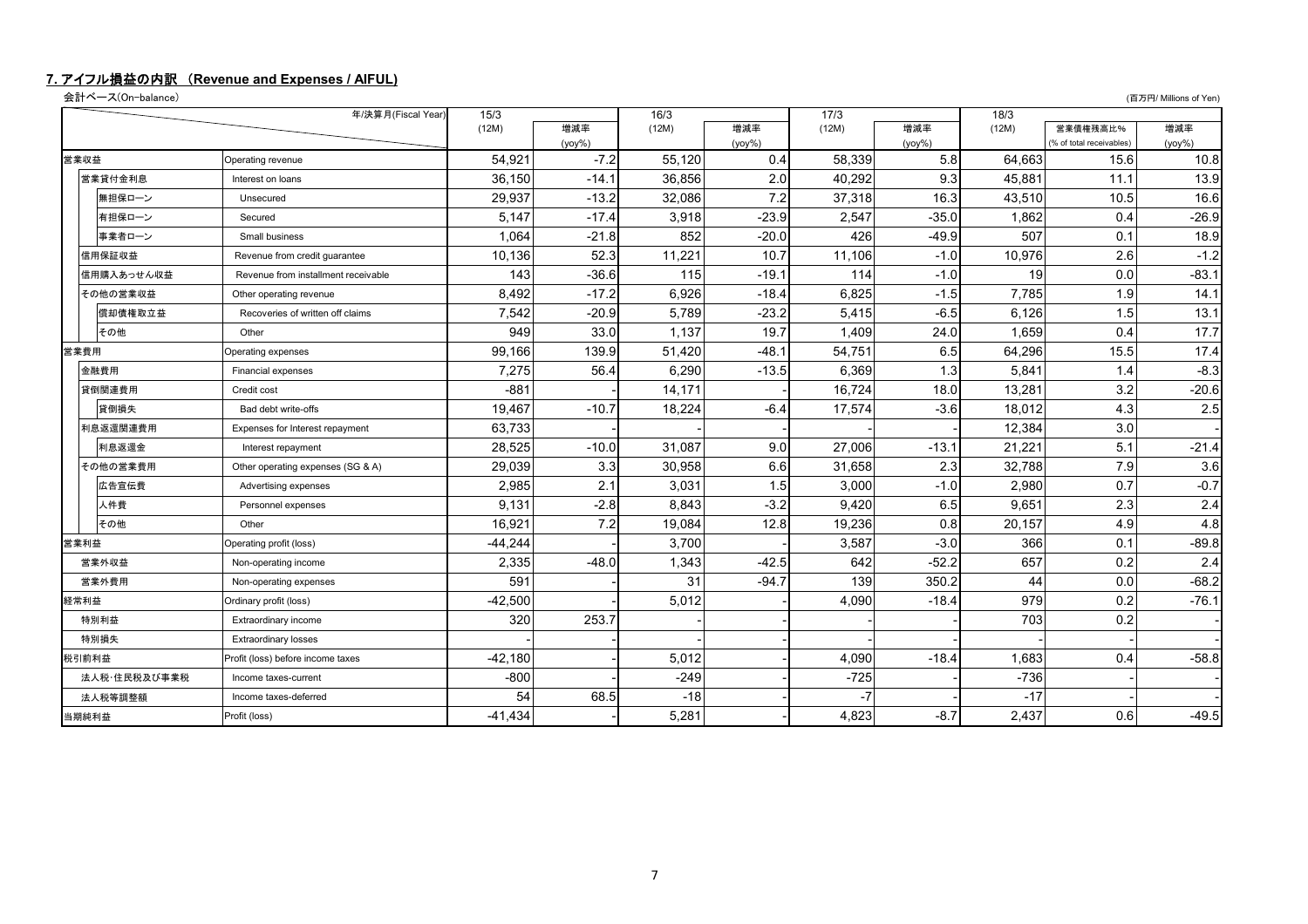## 7. アイフル損益の内訳 （Revenue and Expenses / AIFUL)

会計ベース(On-balance)

(百万円/ Millions of Yen)

| | 年/決算月(Fiscal Year) | 15/3 (12M) | 増減率 (yoy%) | 16/3 (12M) | 増減率 (yoy%) | 17/3 (12M) | 増減率 (yoy%) | 18/3 (12M) | 営業債権残高比% (% of total receivables) | 増減率 (yoy%) |
|---|---|---|---|---|---|---|---|---|---|---|
| 営業収益 | Operating revenue | 54,921 | -7.2 | 55,120 | 0.4 | 58,339 | 5.8 | 64,663 | 15.6 | 10.8 |
| 営業貸付金利息 | Interest on loans | 36,150 | -14.1 | 36,856 | 2.0 | 40,292 | 9.3 | 45,881 | 11.1 | 13.9 |
| 無担保ローン | Unsecured | 29,937 | -13.2 | 32,086 | 7.2 | 37,318 | 16.3 | 43,510 | 10.5 | 16.6 |
| 有担保ローン | Secured | 5,147 | -17.4 | 3,918 | -23.9 | 2,547 | -35.0 | 1,862 | 0.4 | -26.9 |
| 事業者ローン | Small business | 1,064 | -21.8 | 852 | -20.0 | 426 | -49.9 | 507 | 0.1 | 18.9 |
| 信用保証収益 | Revenue from credit guarantee | 10,136 | 52.3 | 11,221 | 10.7 | 11,106 | -1.0 | 10,976 | 2.6 | -1.2 |
| 信用購入あっせん収益 | Revenue from installment receivable | 143 | -36.6 | 115 | -19.1 | 114 | -1.0 | 19 | 0.0 | -83.1 |
| その他の営業収益 | Other operating revenue | 8,492 | -17.2 | 6,926 | -18.4 | 6,825 | -1.5 | 7,785 | 1.9 | 14.1 |
| 償却債権取立益 | Recoveries of written off claims | 7,542 | -20.9 | 5,789 | -23.2 | 5,415 | -6.5 | 6,126 | 1.5 | 13.1 |
| その他 | Other | 949 | 33.0 | 1,137 | 19.7 | 1,409 | 24.0 | 1,659 | 0.4 | 17.7 |
| 営業費用 | Operating expenses | 99,166 | 139.9 | 51,420 | -48.1 | 54,751 | 6.5 | 64,296 | 15.5 | 17.4 |
| 金融費用 | Financial expenses | 7,275 | 56.4 | 6,290 | -13.5 | 6,369 | 1.3 | 5,841 | 1.4 | -8.3 |
| 貸倒関連費用 | Credit cost | -881 | - | 14,171 | - | 16,724 | 18.0 | 13,281 | 3.2 | -20.6 |
| 貸倒損失 | Bad debt write-offs | 19,467 | -10.7 | 18,224 | -6.4 | 17,574 | -3.6 | 18,012 | 4.3 | 2.5 |
| 利息返還関連費用 | Expenses for Interest repayment | 63,733 | - | - | - | - | - | 12,384 | 3.0 | - |
| 利息返還金 | Interest repayment | 28,525 | -10.0 | 31,087 | 9.0 | 27,006 | -13.1 | 21,221 | 5.1 | -21.4 |
| その他の営業費用 | Other operating expenses (SG & A) | 29,039 | 3.3 | 30,958 | 6.6 | 31,658 | 2.3 | 32,788 | 7.9 | 3.6 |
| 広告宣伝費 | Advertising expenses | 2,985 | 2.1 | 3,031 | 1.5 | 3,000 | -1.0 | 2,980 | 0.7 | -0.7 |
| 人件費 | Personnel expenses | 9,131 | -2.8 | 8,843 | -3.2 | 9,420 | 6.5 | 9,651 | 2.3 | 2.4 |
| その他 | Other | 16,921 | 7.2 | 19,084 | 12.8 | 19,236 | 0.8 | 20,157 | 4.9 | 4.8 |
| 営業利益 | Operating profit (loss) | -44,244 | - | 3,700 | - | 3,587 | -3.0 | 366 | 0.1 | -89.8 |
| 営業外収益 | Non-operating income | 2,335 | -48.0 | 1,343 | -42.5 | 642 | -52.2 | 657 | 0.2 | 2.4 |
| 営業外費用 | Non-operating expenses | 591 | - | 31 | -94.7 | 139 | 350.2 | 44 | 0.0 | -68.2 |
| 経常利益 | Ordinary profit (loss) | -42,500 | - | 5,012 | - | 4,090 | -18.4 | 979 | 0.2 | -76.1 |
| 特別利益 | Extraordinary income | 320 | 253.7 | - | - | - | - | 703 | 0.2 | - |
| 特別損失 | Extraordinary losses | - | - | - | - | - | - | - | - | - |
| 税引前利益 | Profit (loss) before income taxes | -42,180 | - | 5,012 | - | 4,090 | -18.4 | 1,683 | 0.4 | -58.8 |
| 法人税･住民税及び事業税 | Income taxes-current | -800 | - | -249 | - | -725 | - | -736 | - | - |
| 法人税等調整額 | Income taxes-deferred | 54 | 68.5 | -18 | - | -7 | - | -17 | - | - |
| 当期純利益 | Profit (loss) | -41,434 | - | 5,281 | - | 4,823 | -8.7 | 2,437 | 0.6 | -49.5 |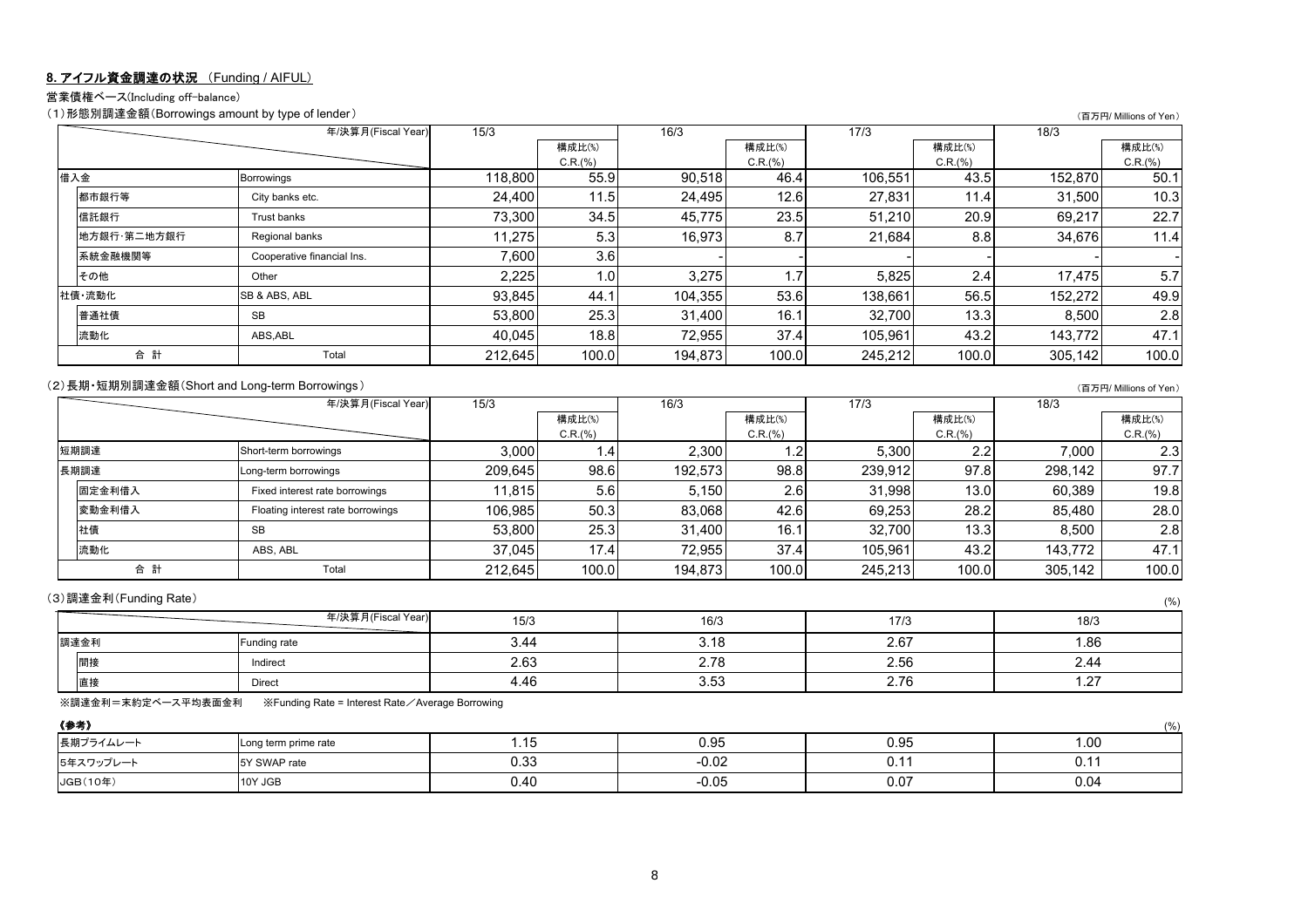## 8. アイフル資金調達の状況 (Funding / AIFUL)

営業債権ベース(Including off-balance)

### (1)形態別調達金額(Borrowings amount by type of lender)

(百万円/ Millions of Yen)

| | 年/決算月(Fiscal Year) | 15/3 | 構成比(%) C.R.(%) | 16/3 | 構成比(%) C.R.(%) | 17/3 | 構成比(%) C.R.(%) | 18/3 | 構成比(%) C.R.(%) |
|---|---|---|---|---|---|---|---|---|---|
| 借入金 | Borrowings | 118,800 | 55.9 | 90,518 | 46.4 | 106,551 | 43.5 | 152,870 | 50.1 |
| 都市銀行等 | City banks etc. | 24,400 | 11.5 | 24,495 | 12.6 | 27,831 | 11.4 | 31,500 | 10.3 |
| 信託銀行 | Trust banks | 73,300 | 34.5 | 45,775 | 23.5 | 51,210 | 20.9 | 69,217 | 22.7 |
| 地方銀行・第二地方銀行 | Regional banks | 11,275 | 5.3 | 16,973 | 8.7 | 21,684 | 8.8 | 34,676 | 11.4 |
| 系統金融機関等 | Cooperative financial Ins. | 7,600 | 3.6 | - | - | - | - | - | - |
| その他 | Other | 2,225 | 1.0 | 3,275 | 1.7 | 5,825 | 2.4 | 17,475 | 5.7 |
| 社債・流動化 | SB & ABS, ABL | 93,845 | 44.1 | 104,355 | 53.6 | 138,661 | 56.5 | 152,272 | 49.9 |
| 普通社債 | SB | 53,800 | 25.3 | 31,400 | 16.1 | 32,700 | 13.3 | 8,500 | 2.8 |
| 流動化 | ABS,ABL | 40,045 | 18.8 | 72,955 | 37.4 | 105,961 | 43.2 | 143,772 | 47.1 |
| 合 計 | Total | 212,645 | 100.0 | 194,873 | 100.0 | 245,212 | 100.0 | 305,142 | 100.0 |

### (2)長期・短期別調達金額(Short and Long-term Borrowings)

(百万円/ Millions of Yen)

| | 年/決算月(Fiscal Year) | 15/3 | 構成比(%) C.R.(%) | 16/3 | 構成比(%) C.R.(%) | 17/3 | 構成比(%) C.R.(%) | 18/3 | 構成比(%) C.R.(%) |
|---|---|---|---|---|---|---|---|---|---|
| 短期調達 | Short-term borrowings | 3,000 | 1.4 | 2,300 | 1.2 | 5,300 | 2.2 | 7,000 | 2.3 |
| 長期調達 | Long-term borrowings | 209,645 | 98.6 | 192,573 | 98.8 | 239,912 | 97.8 | 298,142 | 97.7 |
| 固定金利借入 | Fixed interest rate borrowings | 11,815 | 5.6 | 5,150 | 2.6 | 31,998 | 13.0 | 60,389 | 19.8 |
| 変動金利借入 | Floating interest rate borrowings | 106,985 | 50.3 | 83,068 | 42.6 | 69,253 | 28.2 | 85,480 | 28.0 |
| 社債 | SB | 53,800 | 25.3 | 31,400 | 16.1 | 32,700 | 13.3 | 8,500 | 2.8 |
| 流動化 | ABS, ABL | 37,045 | 17.4 | 72,955 | 37.4 | 105,961 | 43.2 | 143,772 | 47.1 |
| 合 計 | Total | 212,645 | 100.0 | 194,873 | 100.0 | 245,213 | 100.0 | 305,142 | 100.0 |

### (3)調達金利(Funding Rate)

(%)

| | 年/決算月(Fiscal Year) | 15/3 | 16/3 | 17/3 | 18/3 |
|---|---|---|---|---|---|
| 調達金利 | Funding rate | 3.44 | 3.18 | 2.67 | 1.86 |
| 間接 | Indirect | 2.63 | 2.78 | 2.56 | 2.44 |
| 直接 | Direct | 4.46 | 3.53 | 2.76 | 1.27 |

※調達金利＝末約定ベース平均表面金利　※Funding Rate = Interest Rate／Average Borrowing

**《参考》**

(%)

| | | | | | |
|---|---|---|---|---|---|
| 長期プライムレート | Long term prime rate | 1.15 | 0.95 | 0.95 | 1.00 |
| 5年スワップレート | 5Y SWAP rate | 0.33 | -0.02 | 0.11 | 0.11 |
| JGB(10年) | 10Y JGB | 0.40 | -0.05 | 0.07 | 0.04 |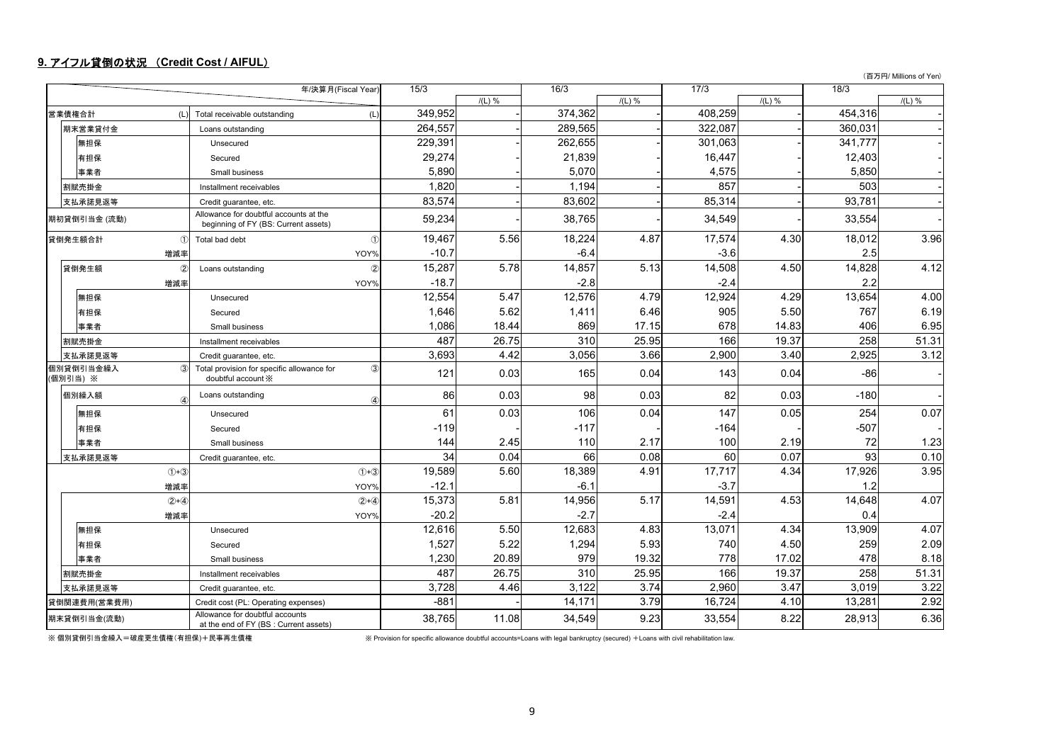## 9. アイフル貸倒の状況 （Credit Cost / AIFUL）

（百万円/ Millions of Yen）

| | | 年/決算月(Fiscal Year) | 15/3 | /(L) % | 16/3 | /(L) % | 17/3 | /(L) % | 18/3 | /(L) % |
|---|---|---|---|---|---|---|---|---|---|---|
| 営業債権合計 | (L) | Total receivable outstanding (L) | 349,952 | - | 374,362 | - | 408,259 | - | 454,316 | - |
| 期末営業貸付金 | | Loans outstanding | 264,557 | - | 289,565 | - | 322,087 | - | 360,031 | - |
| 無担保 | | Unsecured | 229,391 | - | 262,655 | - | 301,063 | - | 341,777 | - |
| 有担保 | | Secured | 29,274 | - | 21,839 | - | 16,447 | - | 12,403 | - |
| 事業者 | | Small business | 5,890 | - | 5,070 | - | 4,575 | - | 5,850 | - |
| 割賦売掛金 | | Installment receivables | 1,820 | - | 1,194 | - | 857 | - | 503 | - |
| 支払承諾見返等 | | Credit guarantee, etc. | 83,574 | - | 83,602 | - | 85,314 | - | 93,781 | - |
| 期初貸倒引当金 (流動) | | Allowance for doubtful accounts at the beginning of FY (BS: Current assets) | 59,234 | - | 38,765 | - | 34,549 | - | 33,554 | - |
| 貸倒発生額合計 | ① | Total bad debt ① | 19,467 | 5.56 | 18,224 | 4.87 | 17,574 | 4.30 | 18,012 | 3.96 |
| | 増減率 | YOY% | -10.7 | | -6.4 | | -3.6 | | 2.5 | |
| 貸倒発生額 | ② | Loans outstanding ② | 15,287 | 5.78 | 14,857 | 5.13 | 14,508 | 4.50 | 14,828 | 4.12 |
| | 増減率 | YOY% | -18.7 | | -2.8 | | -2.4 | | 2.2 | |
| 無担保 | | Unsecured | 12,554 | 5.47 | 12,576 | 4.79 | 12,924 | 4.29 | 13,654 | 4.00 |
| 有担保 | | Secured | 1,646 | 5.62 | 1,411 | 6.46 | 905 | 5.50 | 767 | 6.19 |
| 事業者 | | Small business | 1,086 | 18.44 | 869 | 17.15 | 678 | 14.83 | 406 | 6.95 |
| 割賦売掛金 | | Installment receivables | 487 | 26.75 | 310 | 25.95 | 166 | 19.37 | 258 | 51.31 |
| 支払承諾見返等 | | Credit guarantee, etc. | 3,693 | 4.42 | 3,056 | 3.66 | 2,900 | 3.40 | 2,925 | 3.12 |
| 個別貸倒引当金繰入 (個別引当) ※ | ③ | Total provision for specific allowance for doubtful account ※ ③ | 121 | 0.03 | 165 | 0.04 | 143 | 0.04 | -86 | - |
| 個別繰入額 | ④ | Loans outstanding ④ | 86 | 0.03 | 98 | 0.03 | 82 | 0.03 | -180 | - |
| 無担保 | | Unsecured | 61 | 0.03 | 106 | 0.04 | 147 | 0.05 | 254 | 0.07 |
| 有担保 | | Secured | -119 | - | -117 | - | -164 | - | -507 | - |
| 事業者 | | Small business | 144 | 2.45 | 110 | 2.17 | 100 | 2.19 | 72 | 1.23 |
| 支払承諾見返等 | | Credit guarantee, etc. | 34 | 0.04 | 66 | 0.08 | 60 | 0.07 | 93 | 0.10 |
| | ①+③ | ①+③ | 19,589 | 5.60 | 18,389 | 4.91 | 17,717 | 4.34 | 17,926 | 3.95 |
| | 増減率 | YOY% | -12.1 | | -6.1 | | -3.7 | | 1.2 | |
| | ②+④ | ②+④ | 15,373 | 5.81 | 14,956 | 5.17 | 14,591 | 4.53 | 14,648 | 4.07 |
| | 増減率 | YOY% | -20.2 | | -2.7 | | -2.4 | | 0.4 | |
| 無担保 | | Unsecured | 12,616 | 5.50 | 12,683 | 4.83 | 13,071 | 4.34 | 13,909 | 4.07 |
| 有担保 | | Secured | 1,527 | 5.22 | 1,294 | 5.93 | 740 | 4.50 | 259 | 2.09 |
| 事業者 | | Small business | 1,230 | 20.89 | 979 | 19.32 | 778 | 17.02 | 478 | 8.18 |
| 割賦売掛金 | | Installment receivables | 487 | 26.75 | 310 | 25.95 | 166 | 19.37 | 258 | 51.31 |
| 支払承諾見返等 | | Credit guarantee, etc. | 3,728 | 4.46 | 3,122 | 3.74 | 2,960 | 3.47 | 3,019 | 3.22 |
| 貸倒関連費用(営業費用) | | Credit cost (PL: Operating expenses) | -881 | - | 14,171 | 3.79 | 16,724 | 4.10 | 13,281 | 2.92 |
| 期末貸倒引当金(流動) | | Allowance for doubtful accounts at the end of FY (BS : Current assets) | 38,765 | 11.08 | 34,549 | 9.23 | 33,554 | 8.22 | 28,913 | 6.36 |

※ 個別貸倒引当金繰入＝破産更生債権(有担保)＋民事再生債権

※ Provision for specific allowance doubtful accounts=Loans with legal bankruptcy (secured) ＋Loans with civil rehabilitation law.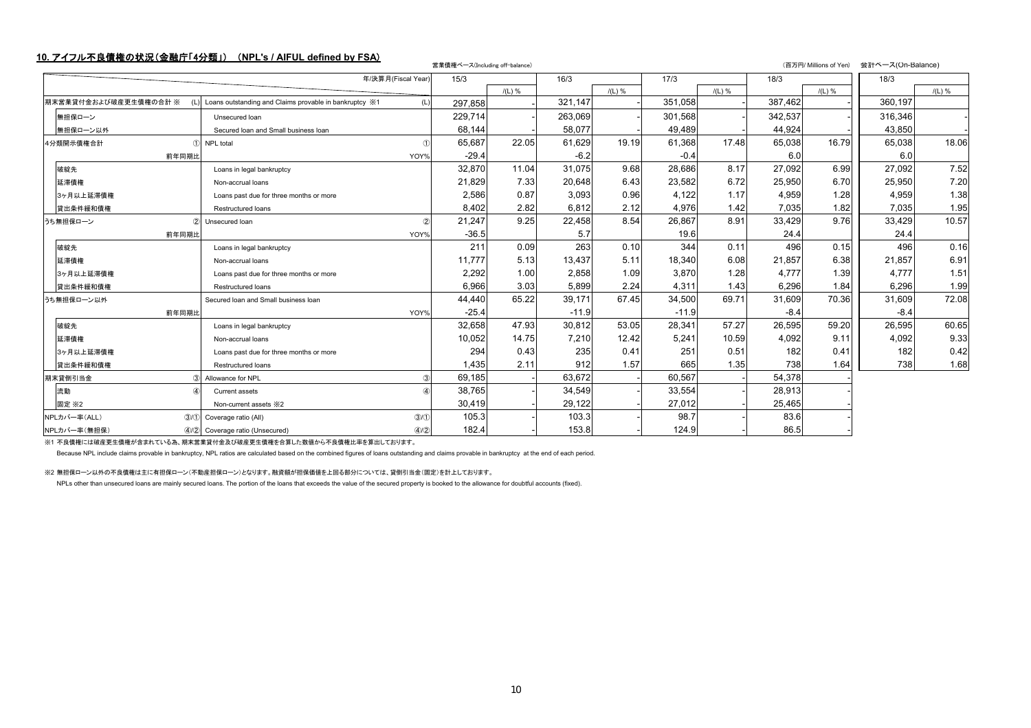## 10. アイフル不良債権の状況（金融庁「4分類」） (NPL's / AIFUL defined by FSA)

営業債権ベース(Including off-balance)　　（百万円/ Millions of Yen）　会計ベース(On-Balance)

| | | 年/決算月(Fiscal Year) | 15/3 | | 16/3 | | 17/3 | | 18/3 | | 18/3 | |
|---|---|---|---|---|---|---|---|---|---|---|---|---|
| | | | | /(L) % | | /(L) % | | /(L) % | | /(L) % | | /(L) % |
| 期末営業貸付金および破産更生債権の合計 ※ (L) | Loans outstanding and Claims provable in bankruptcy ※1 | (L) | 297,858 | - | 321,147 | - | 351,058 | - | 387,462 | - | 360,197 | |
| 無担保ローン | Unsecured loan | | 229,714 | - | 263,069 | - | 301,568 | - | 342,537 | - | 316,346 | - |
| 無担保ローン以外 | Secured loan and Small business loan | | 68,144 | - | 58,077 | - | 49,489 | - | 44,924 | - | 43,850 | - |
| 4分類開示債権合計 ① | NPL total | ① | 65,687 | 22.05 | 61,629 | 19.19 | 61,368 | 17.48 | 65,038 | 16.79 | 65,038 | 18.06 |
| 前年同期比 | | YOY% | -29.4 | | -6.2 | | -0.4 | | 6.0 | | 6.0 | |
| 破綻先 | Loans in legal bankruptcy | | 32,870 | 11.04 | 31,075 | 9.68 | 28,686 | 8.17 | 27,092 | 6.99 | 27,092 | 7.52 |
| 延滞債権 | Non-accrual loans | | 21,829 | 7.33 | 20,648 | 6.43 | 23,582 | 6.72 | 25,950 | 6.70 | 25,950 | 7.20 |
| 3ヶ月以上延滞債権 | Loans past due for three months or more | | 2,586 | 0.87 | 3,093 | 0.96 | 4,122 | 1.17 | 4,959 | 1.28 | 4,959 | 1.38 |
| 貸出条件緩和債権 | Restructured loans | | 8,402 | 2.82 | 6,812 | 2.12 | 4,976 | 1.42 | 7,035 | 1.82 | 7,035 | 1.95 |
| うち無担保ローン ② | Unsecured loan | ② | 21,247 | 9.25 | 22,458 | 8.54 | 26,867 | 8.91 | 33,429 | 9.76 | 33,429 | 10.57 |
| 前年同期比 | | YOY% | -36.5 | | 5.7 | | 19.6 | | 24.4 | | 24.4 | |
| 破綻先 | Loans in legal bankruptcy | | 211 | 0.09 | 263 | 0.10 | 344 | 0.11 | 496 | 0.15 | 496 | 0.16 |
| 延滞債権 | Non-accrual loans | | 11,777 | 5.13 | 13,437 | 5.11 | 18,340 | 6.08 | 21,857 | 6.38 | 21,857 | 6.91 |
| 3ヶ月以上延滞債権 | Loans past due for three months or more | | 2,292 | 1.00 | 2,858 | 1.09 | 3,870 | 1.28 | 4,777 | 1.39 | 4,777 | 1.51 |
| 貸出条件緩和債権 | Restructured loans | | 6,966 | 3.03 | 5,899 | 2.24 | 4,311 | 1.43 | 6,296 | 1.84 | 6,296 | 1.99 |
| うち無担保ローン以外 | Secured loan and Small business loan | | 44,440 | 65.22 | 39,171 | 67.45 | 34,500 | 69.71 | 31,609 | 70.36 | 31,609 | 72.08 |
| 前年同期比 | | YOY% | -25.4 | | -11.9 | | -11.9 | | -8.4 | | -8.4 | |
| 破綻先 | Loans in legal bankruptcy | | 32,658 | 47.93 | 30,812 | 53.05 | 28,341 | 57.27 | 26,595 | 59.20 | 26,595 | 60.65 |
| 延滞債権 | Non-accrual loans | | 10,052 | 14.75 | 7,210 | 12.42 | 5,241 | 10.59 | 4,092 | 9.11 | 4,092 | 9.33 |
| 3ヶ月以上延滞債権 | Loans past due for three months or more | | 294 | 0.43 | 235 | 0.41 | 251 | 0.51 | 182 | 0.41 | 182 | 0.42 |
| 貸出条件緩和債権 | Restructured loans | | 1,435 | 2.11 | 912 | 1.57 | 665 | 1.35 | 738 | 1.64 | 738 | 1.68 |
| 期末貸倒引当金 ③ | Allowance for NPL | ③ | 69,185 | - | 63,672 | - | 60,567 | - | 54,378 | - | | |
| 流動 ④ | Current assets | ④ | 38,765 | - | 34,549 | - | 33,554 | - | 28,913 | - | | |
| 固定 ※2 | Non-current assets ※2 | | 30,419 | - | 29,122 | - | 27,012 | - | 25,465 | - | | |
| NPLカバー率(ALL) ③/① | Coverage ratio (All) | ③/① | 105.3 | - | 103.3 | - | 98.7 | - | 83.6 | - | | |
| NPLカバー率(無担保) ④/② | Coverage ratio (Unsecured) | ④/② | 182.4 | - | 153.8 | - | 124.9 | - | 86.5 | - | | |

※1 不良債権には破産更生債権が含まれている為、期末営業貸付金及び破産更生債権を合算した数値から不良債権比率を算出しております。

Because NPL include claims provable in bankruptcy, NPL ratios are calculated based on the combined figures of loans outstanding and claims provable in bankruptcy at the end of each period.

※2 無担保ローン以外の不良債権は主に有担保ローン(不動産担保ローン)となります。融資額が担保価値を上回る部分については、貸倒引当金(固定)を計上しております。

NPLs other than unsecured loans are mainly secured loans. The portion of the loans that exceeds the value of the secured property is booked to the allowance for doubtful accounts (fixed).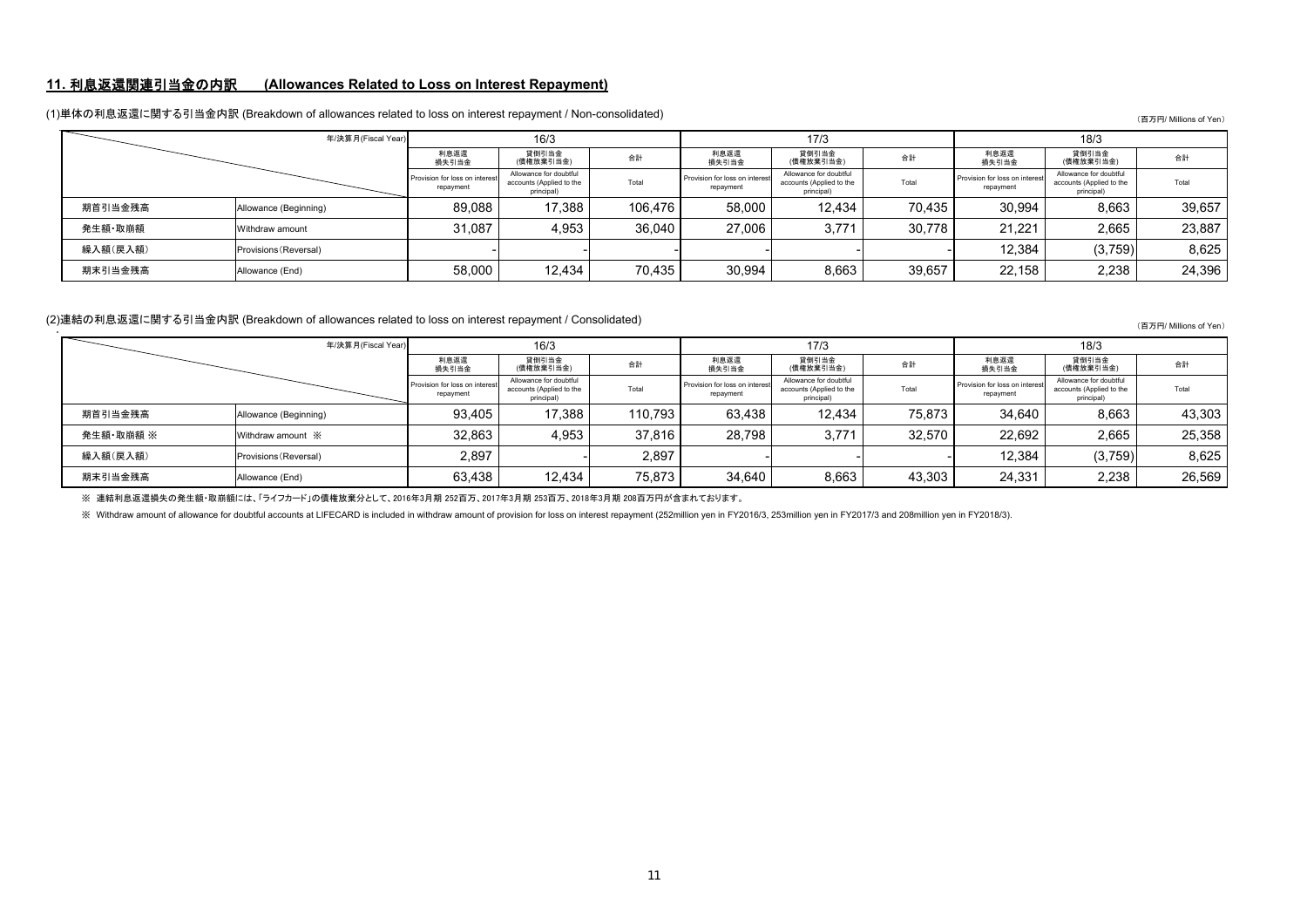## 11. 利息返還関連引当金の内訳　(Allowances Related to Loss on Interest Repayment)

(1)単体の利息返還に関する引当金内訳 (Breakdown of allowances related to loss on interest repayment / Non-consolidated)

（百万円/ Millions of Yen）

| | 年/決算月(Fiscal Year) | 16/3 | | | 17/3 | | | 18/3 | | |
|---|---|---|---|---|---|---|---|---|---|---|
| | | 利息返還損失引当金 | 貸倒引当金(債権放棄引当金) | 合計 | 利息返還損失引当金 | 貸倒引当金(債権放棄引当金) | 合計 | 利息返還損失引当金 | 貸倒引当金(債権放棄引当金) | 合計 |
| | | Provision for loss on interest repayment | Allowance for doubtful accounts (Applied to the principal) | Total | Provision for loss on interest repayment | Allowance for doubtful accounts (Applied to the principal) | Total | Provision for loss on interest repayment | Allowance for doubtful accounts (Applied to the principal) | Total |
| 期首引当金残高 | Allowance (Beginning) | 89,088 | 17,388 | 106,476 | 58,000 | 12,434 | 70,435 | 30,994 | 8,663 | 39,657 |
| 発生額･取崩額 | Withdraw amount | 31,087 | 4,953 | 36,040 | 27,006 | 3,771 | 30,778 | 21,221 | 2,665 | 23,887 |
| 繰入額(戻入額) | Provisions (Reversal) | - | - | - | - | - | - | 12,384 | (3,759) | 8,625 |
| 期末引当金残高 | Allowance (End) | 58,000 | 12,434 | 70,435 | 30,994 | 8,663 | 39,657 | 22,158 | 2,238 | 24,396 |

(2)連結の利息返還に関する引当金内訳 (Breakdown of allowances related to loss on interest repayment / Consolidated)

（百万円/ Millions of Yen）

| | 年/決算月(Fiscal Year) | 16/3 | | | 17/3 | | | 18/3 | | |
|---|---|---|---|---|---|---|---|---|---|---|
| | | 利息返還損失引当金 | 貸倒引当金(債権放棄引当金) | 合計 | 利息返還損失引当金 | 貸倒引当金(債権放棄引当金) | 合計 | 利息返還損失引当金 | 貸倒引当金(債権放棄引当金) | 合計 |
| | | Provision for loss on interest repayment | Allowance for doubtful accounts (Applied to the principal) | Total | Provision for loss on interest repayment | Allowance for doubtful accounts (Applied to the principal) | Total | Provision for loss on interest repayment | Allowance for doubtful accounts (Applied to the principal) | Total |
| 期首引当金残高 | Allowance (Beginning) | 93,405 | 17,388 | 110,793 | 63,438 | 12,434 | 75,873 | 34,640 | 8,663 | 43,303 |
| 発生額･取崩額 ※ | Withdraw amount ※ | 32,863 | 4,953 | 37,816 | 28,798 | 3,771 | 32,570 | 22,692 | 2,665 | 25,358 |
| 繰入額(戻入額) | Provisions (Reversal) | 2,897 | - | 2,897 | - | - | - | 12,384 | (3,759) | 8,625 |
| 期末引当金残高 | Allowance (End) | 63,438 | 12,434 | 75,873 | 34,640 | 8,663 | 43,303 | 24,331 | 2,238 | 26,569 |

※ 連結利息返還損失の発生額･取崩額には､｢ライフカード｣の債権放棄分として、2016年3月期 252百万、2017年3月期 253百万、2018年3月期 208百万円が含まれております。

※ Withdraw amount of allowance for doubtful accounts at LIFECARD is included in withdraw amount of provision for loss on interest repayment (252million yen in FY2016/3, 253million yen in FY2017/3 and 208million yen in FY2018/3).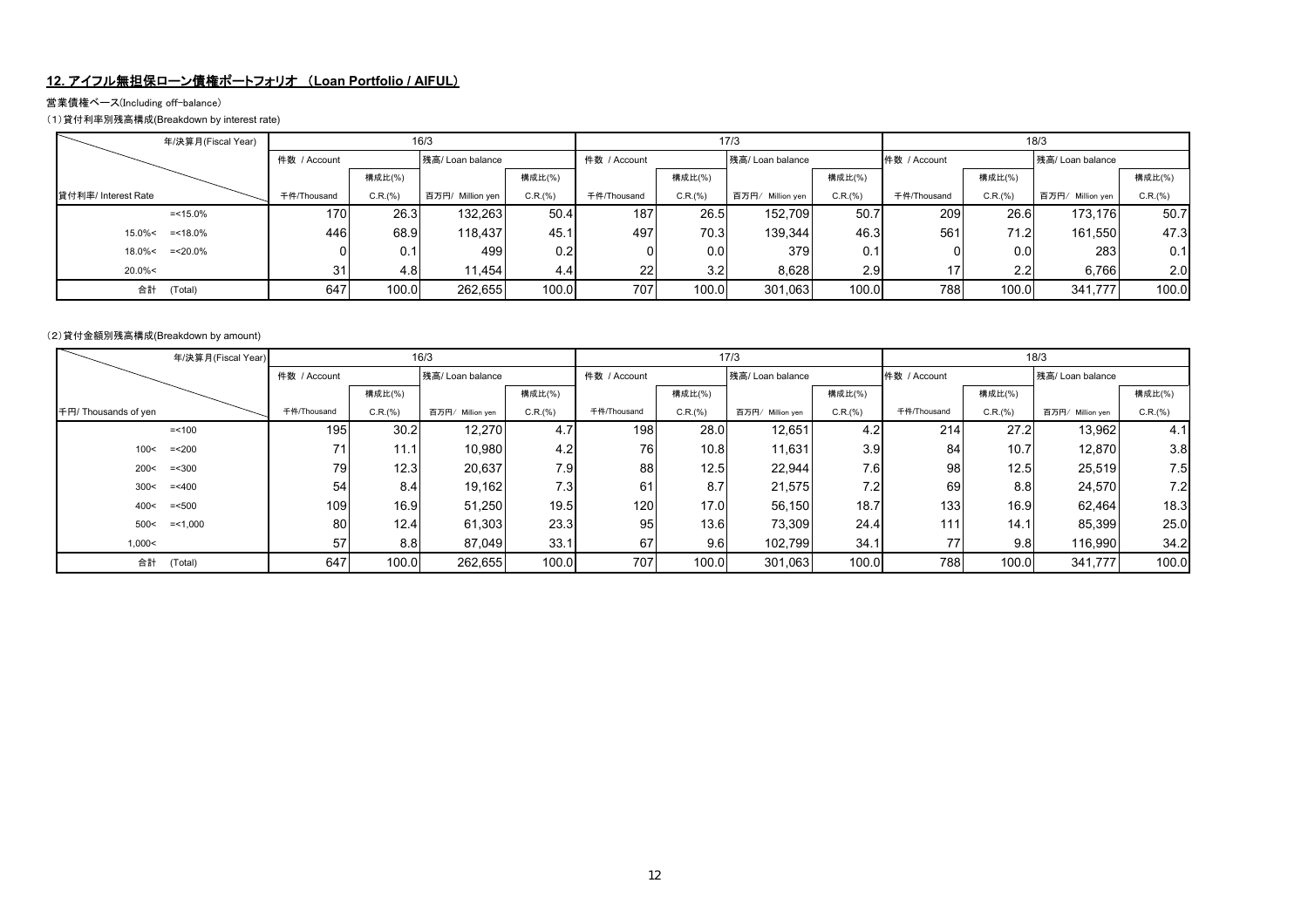## 12. アイフル無担保ローン債権ポートフォリオ （Loan Portfolio / AIFUL）

営業債権ベース(Including off-balance)

(1)貸付利率別残高構成(Breakdown by interest rate)

| 年/決算月(Fiscal Year) | 16/3 | | | | 17/3 | | | | 18/3 | | | |
|---|---|---|---|---|---|---|---|---|---|---|---|---|
| | 件数 / Account | | 残高/ Loan balance | | 件数 / Account | | 残高/ Loan balance | | 件数 / Account | | 残高/ Loan balance | |
| | | 構成比(%) | | 構成比(%) | | 構成比(%) | | 構成比(%) | | 構成比(%) | | 構成比(%) |
| 貸付利率/ Interest Rate | 千件/Thousand | C.R.(%) | 百万円/ Million yen | C.R.(%) | 千件/Thousand | C.R.(%) | 百万円/ Million yen | C.R.(%) | 千件/Thousand | C.R.(%) | 百万円/ Million yen | C.R.(%) |
| =<15.0% | 170 | 26.3 | 132,263 | 50.4 | 187 | 26.5 | 152,709 | 50.7 | 209 | 26.6 | 173,176 | 50.7 |
| 15.0%< =<18.0% | 446 | 68.9 | 118,437 | 45.1 | 497 | 70.3 | 139,344 | 46.3 | 561 | 71.2 | 161,550 | 47.3 |
| 18.0%< =<20.0% | 0 | 0.1 | 499 | 0.2 | 0 | 0.0 | 379 | 0.1 | 0 | 0.0 | 283 | 0.1 |
| 20.0%< | 31 | 4.8 | 11,454 | 4.4 | 22 | 3.2 | 8,628 | 2.9 | 17 | 2.2 | 6,766 | 2.0 |
| 合計 (Total) | 647 | 100.0 | 262,655 | 100.0 | 707 | 100.0 | 301,063 | 100.0 | 788 | 100.0 | 341,777 | 100.0 |

(2)貸付金額別残高構成(Breakdown by amount)

| 年/決算月(Fiscal Year) | 16/3 | | | | 17/3 | | | | 18/3 | | | |
|---|---|---|---|---|---|---|---|---|---|---|---|---|
| | 件数 / Account | | 残高/ Loan balance | | 件数 / Account | | 残高/ Loan balance | | 件数 / Account | | 残高/ Loan balance | |
| | | 構成比(%) | | 構成比(%) | | 構成比(%) | | 構成比(%) | | 構成比(%) | | 構成比(%) |
| 千円/ Thousands of yen | 千件/Thousand | C.R.(%) | 百万円/ Million yen | C.R.(%) | 千件/Thousand | C.R.(%) | 百万円/ Million yen | C.R.(%) | 千件/Thousand | C.R.(%) | 百万円/ Million yen | C.R.(%) |
| =<100 | 195 | 30.2 | 12,270 | 4.7 | 198 | 28.0 | 12,651 | 4.2 | 214 | 27.2 | 13,962 | 4.1 |
| 100< =<200 | 71 | 11.1 | 10,980 | 4.2 | 76 | 10.8 | 11,631 | 3.9 | 84 | 10.7 | 12,870 | 3.8 |
| 200< =<300 | 79 | 12.3 | 20,637 | 7.9 | 88 | 12.5 | 22,944 | 7.6 | 98 | 12.5 | 25,519 | 7.5 |
| 300< =<400 | 54 | 8.4 | 19,162 | 7.3 | 61 | 8.7 | 21,575 | 7.2 | 69 | 8.8 | 24,570 | 7.2 |
| 400< =<500 | 109 | 16.9 | 51,250 | 19.5 | 120 | 17.0 | 56,150 | 18.7 | 133 | 16.9 | 62,464 | 18.3 |
| 500< =<1,000 | 80 | 12.4 | 61,303 | 23.3 | 95 | 13.6 | 73,309 | 24.4 | 111 | 14.1 | 85,399 | 25.0 |
| 1,000< | 57 | 8.8 | 87,049 | 33.1 | 67 | 9.6 | 102,799 | 34.1 | 77 | 9.8 | 116,990 | 34.2 |
| 合計 (Total) | 647 | 100.0 | 262,655 | 100.0 | 707 | 100.0 | 301,063 | 100.0 | 788 | 100.0 | 341,777 | 100.0 |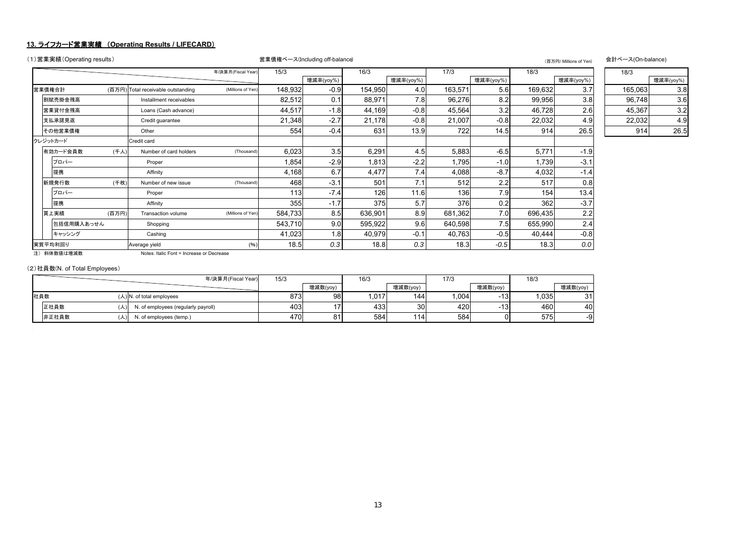## 13. ライフカード営業実績 （Operating Results / LIFECARD）

（1）営業実績（Operating results）

営業債権ベース(Including off-balance)　　（百万円/ Millions of Yen）　　会計ベース(On-balance)

| | | | 年/決算月(Fiscal Year) | 15/3 | | 16/3 | | 17/3 | | 18/3 | | 18/3 | |
|---|---|---|---|---|---|---|---|---|---|---|---|---|---|
| | | | | | 増減率(yoy%) | | 増減率(yoy%) | | 増減率(yoy%) | | 増減率(yoy%) | | 増減率(yoy%) |
| 営業債権合計 | (百万円) | Total receivable outstanding | (Millions of Yen) | 148,932 | -0.9 | 154,950 | 4.0 | 163,571 | 5.6 | 169,632 | 3.7 | 165,063 | 3.8 |
| 割賦売掛金残高 | | Installment receivables | | 82,512 | 0.1 | 88,971 | 7.8 | 96,276 | 8.2 | 99,956 | 3.8 | 96,748 | 3.6 |
| 営業貸付金残高 | | Loans (Cash advance) | | 44,517 | -1.8 | 44,169 | -0.8 | 45,564 | 3.2 | 46,728 | 2.6 | 45,367 | 3.2 |
| 支払承諾見返 | | Credit guarantee | | 21,348 | -2.7 | 21,178 | -0.8 | 21,007 | -0.8 | 22,032 | 4.9 | 22,032 | 4.9 |
| その他営業債権 | | Other | | 554 | -0.4 | 631 | 13.9 | 722 | 14.5 | 914 | 26.5 | 914 | 26.5 |
| クレジットカード | | Credit card | | | | | | | | | | | |
| 有効カード会員数 | (千人) | Number of card holders | (Thousand) | 6,023 | 3.5 | 6,291 | 4.5 | 5,883 | -6.5 | 5,771 | -1.9 | | |
| プロパー | | Proper | | 1,854 | -2.9 | 1,813 | -2.2 | 1,795 | -1.0 | 1,739 | -3.1 | | |
| 提携 | | Affinity | | 4,168 | 6.7 | 4,477 | 7.4 | 4,088 | -8.7 | 4,032 | -1.4 | | |
| 新規発行数 | (千枚) | Number of new issue | (Thousand) | 468 | -3.1 | 501 | 7.1 | 512 | 2.2 | 517 | 0.8 | | |
| プロパー | | Proper | | 113 | -7.4 | 126 | 11.6 | 136 | 7.9 | 154 | 13.4 | | |
| 提携 | | Affinity | | 355 | -1.7 | 375 | 5.7 | 376 | 0.2 | 362 | -3.7 | | |
| 買上実績 | (百万円) | Transaction volume | (Millions of Yen) | 584,733 | 8.5 | 636,901 | 8.9 | 681,362 | 7.0 | 696,435 | 2.2 | | |
| 包括信用購入あっせん | | Shopping | | 543,710 | 9.0 | 595,922 | 9.6 | 640,598 | 7.5 | 655,990 | 2.4 | | |
| キャッシング | | Cashing | | 41,023 | 1.8 | 40,979 | -0.1 | 40,763 | -0.5 | 40,444 | -0.8 | | |
| 実質平均利回り | | Average yield | (%) | 18.5 | *0.3* | 18.8 | *0.3* | 18.3 | *-0.5* | 18.3 | *0.0* | | |

注）斜体数値は増減数　　Notes: Italic Font = Increase or Decrease

（2）社員数(N. of Total Employees）

| | | | 年/決算月(Fiscal Year) | 15/3 | | 16/3 | | 17/3 | | 18/3 | |
|---|---|---|---|---|---|---|---|---|---|---|---|
| | | | | | 増減数(yoy) | | 増減数(yoy) | | 増減数(yoy) | | 増減数(yoy) |
| 社員数 | (人) | N. of total employees | | 873 | 98 | 1,017 | 144 | 1,004 | -13 | 1,035 | 31 |
| 正社員数 | (人) | N. of employees (regularly payroll) | | 403 | 17 | 433 | 30 | 420 | -13 | 460 | 40 |
| 非正社員数 | (人) | N. of employees (temp.) | | 470 | 81 | 584 | 114 | 584 | 0 | 575 | -9 |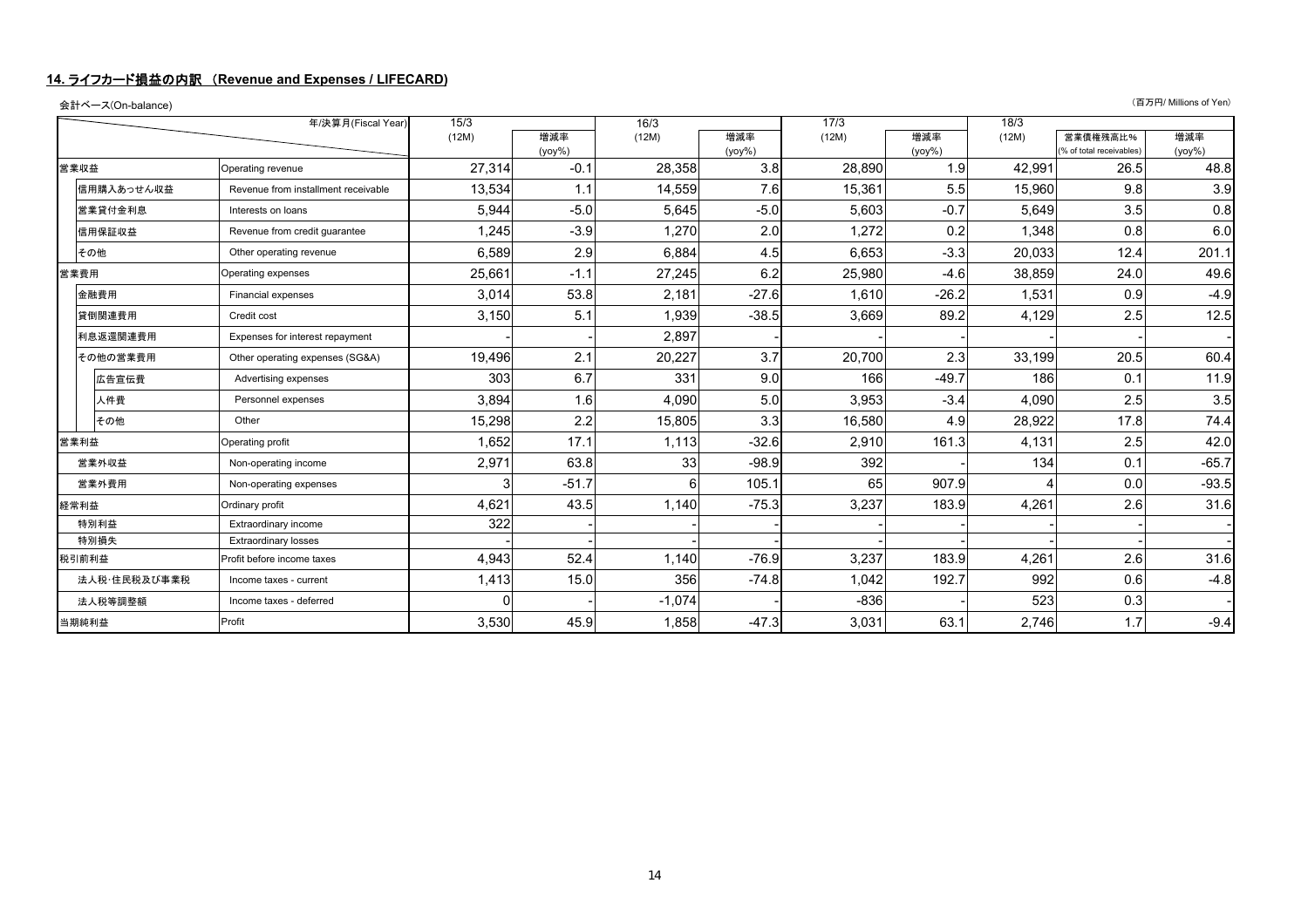## 14. ライフカード損益の内訳 （Revenue and Expenses / LIFECARD)

会計ベース(On-balance)

（百万円/ Millions of Yen）

| | 年/決算月(Fiscal Year) | 15/3 | | 16/3 | | 17/3 | | 18/3 | | |
|---|---|---|---|---|---|---|---|---|---|---|
| | | (12M) | 増減率 (yoy%) | (12M) | 増減率 (yoy%) | (12M) | 増減率 (yoy%) | (12M) | 営業債権残高比% (% of total receivables) | 増減率 (yoy%) |
| 営業収益 | Operating revenue | 27,314 | -0.1 | 28,358 | 3.8 | 28,890 | 1.9 | 42,991 | 26.5 | 48.8 |
| 信用購入あっせん収益 | Revenue from installment receivable | 13,534 | 1.1 | 14,559 | 7.6 | 15,361 | 5.5 | 15,960 | 9.8 | 3.9 |
| 営業貸付金利息 | Interests on loans | 5,944 | -5.0 | 5,645 | -5.0 | 5,603 | -0.7 | 5,649 | 3.5 | 0.8 |
| 信用保証収益 | Revenue from credit guarantee | 1,245 | -3.9 | 1,270 | 2.0 | 1,272 | 0.2 | 1,348 | 0.8 | 6.0 |
| その他 | Other operating revenue | 6,589 | 2.9 | 6,884 | 4.5 | 6,653 | -3.3 | 20,033 | 12.4 | 201.1 |
| 営業費用 | Operating expenses | 25,661 | -1.1 | 27,245 | 6.2 | 25,980 | -4.6 | 38,859 | 24.0 | 49.6 |
| 金融費用 | Financial expenses | 3,014 | 53.8 | 2,181 | -27.6 | 1,610 | -26.2 | 1,531 | 0.9 | -4.9 |
| 貸倒関連費用 | Credit cost | 3,150 | 5.1 | 1,939 | -38.5 | 3,669 | 89.2 | 4,129 | 2.5 | 12.5 |
| 利息返還関連費用 | Expenses for interest repayment | - | - | 2,897 | - | - | - | - | - | - |
| その他の営業費用 | Other operating expenses (SG&A) | 19,496 | 2.1 | 20,227 | 3.7 | 20,700 | 2.3 | 33,199 | 20.5 | 60.4 |
| 広告宣伝費 | Advertising expenses | 303 | 6.7 | 331 | 9.0 | 166 | -49.7 | 186 | 0.1 | 11.9 |
| 人件費 | Personnel expenses | 3,894 | 1.6 | 4,090 | 5.0 | 3,953 | -3.4 | 4,090 | 2.5 | 3.5 |
| その他 | Other | 15,298 | 2.2 | 15,805 | 3.3 | 16,580 | 4.9 | 28,922 | 17.8 | 74.4 |
| 営業利益 | Operating profit | 1,652 | 17.1 | 1,113 | -32.6 | 2,910 | 161.3 | 4,131 | 2.5 | 42.0 |
| 営業外収益 | Non-operating income | 2,971 | 63.8 | 33 | -98.9 | 392 | - | 134 | 0.1 | -65.7 |
| 営業外費用 | Non-operating expenses | 3 | -51.7 | 6 | 105.1 | 65 | 907.9 | 4 | 0.0 | -93.5 |
| 経常利益 | Ordinary profit | 4,621 | 43.5 | 1,140 | -75.3 | 3,237 | 183.9 | 4,261 | 2.6 | 31.6 |
| 特別利益 | Extraordinary income | 322 | - | - | - | - | - | - | - | - |
| 特別損失 | Extraordinary losses | - | - | - | - | - | - | - | - | - |
| 税引前利益 | Profit before income taxes | 4,943 | 52.4 | 1,140 | -76.9 | 3,237 | 183.9 | 4,261 | 2.6 | 31.6 |
| 法人税･住民税及び事業税 | Income taxes - current | 1,413 | 15.0 | 356 | -74.8 | 1,042 | 192.7 | 992 | 0.6 | -4.8 |
| 法人税等調整額 | Income taxes - deferred | 0 | - | -1,074 | - | -836 | - | 523 | 0.3 | - |
| 当期純利益 | Profit | 3,530 | 45.9 | 1,858 | -47.3 | 3,031 | 63.1 | 2,746 | 1.7 | -9.4 |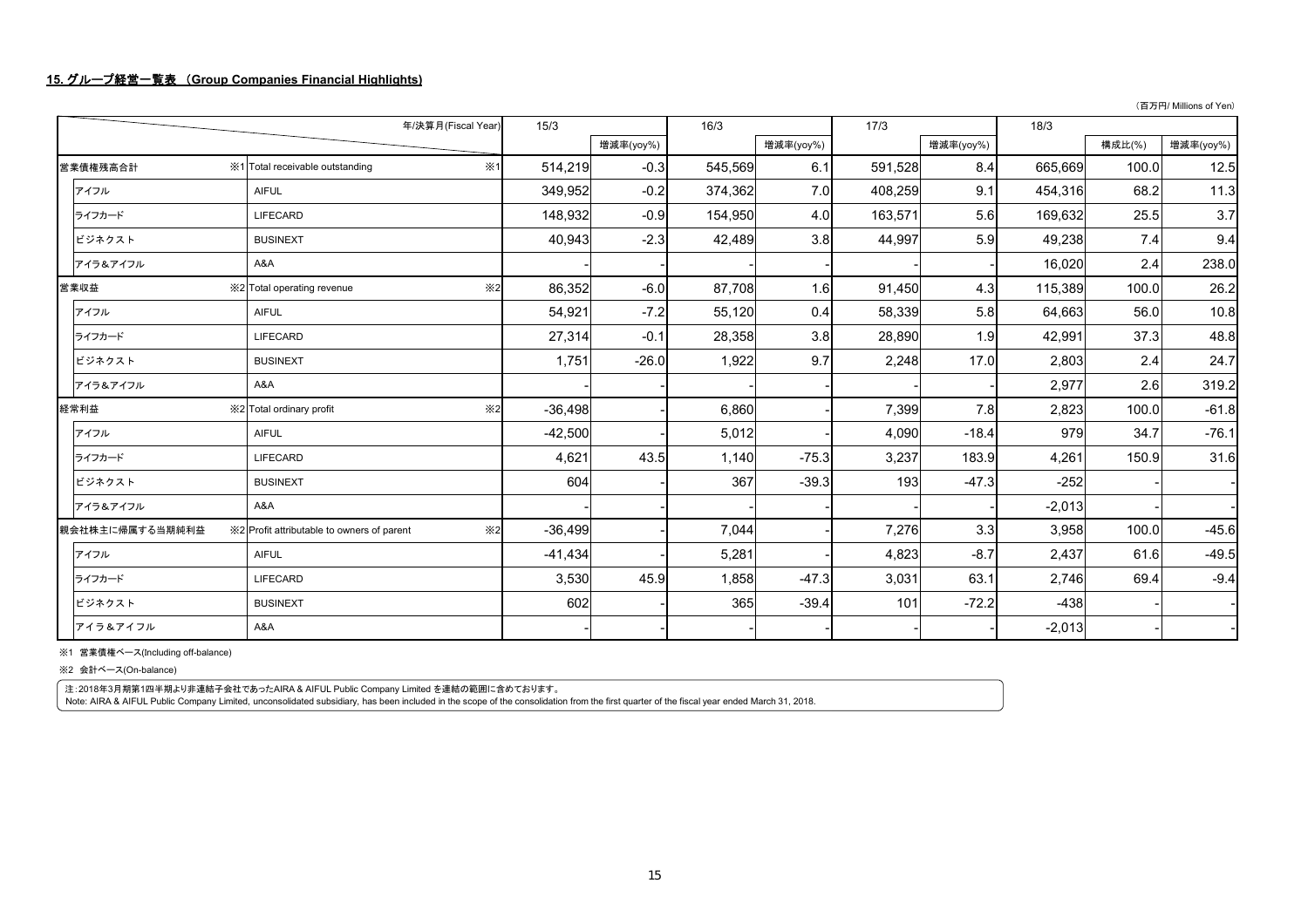## 15. グループ経営一覧表 （Group Companies Financial Highlights)

（百万円/ Millions of Yen）

| | | 年/決算月(Fiscal Year) | 15/3 | | 16/3 | | 17/3 | | 18/3 | | |
|---|---|---|---|---|---|---|---|---|---|---|---|
| | | | | 増減率(yoy%) | | 増減率(yoy%) | | 増減率(yoy%) | | 構成比(%) | 増減率(yoy%) |
| 営業債権残高合計 | ※1 | Total receivable outstanding ※1 | 514,219 | -0.3 | 545,569 | 6.1 | 591,528 | 8.4 | 665,669 | 100.0 | 12.5 |
| アイフル | | AIFUL | 349,952 | -0.2 | 374,362 | 7.0 | 408,259 | 9.1 | 454,316 | 68.2 | 11.3 |
| ライフカード | | LIFECARD | 148,932 | -0.9 | 154,950 | 4.0 | 163,571 | 5.6 | 169,632 | 25.5 | 3.7 |
| ビジネクスト | | BUSINEXT | 40,943 | -2.3 | 42,489 | 3.8 | 44,997 | 5.9 | 49,238 | 7.4 | 9.4 |
| アイラ&アイフル | | A&A | - | - | - | - | - | - | 16,020 | 2.4 | 238.0 |
| 営業収益 | ※2 | Total operating revenue ※2 | 86,352 | -6.0 | 87,708 | 1.6 | 91,450 | 4.3 | 115,389 | 100.0 | 26.2 |
| アイフル | | AIFUL | 54,921 | -7.2 | 55,120 | 0.4 | 58,339 | 5.8 | 64,663 | 56.0 | 10.8 |
| ライフカード | | LIFECARD | 27,314 | -0.1 | 28,358 | 3.8 | 28,890 | 1.9 | 42,991 | 37.3 | 48.8 |
| ビジネクスト | | BUSINEXT | 1,751 | -26.0 | 1,922 | 9.7 | 2,248 | 17.0 | 2,803 | 2.4 | 24.7 |
| アイラ&アイフル | | A&A | - | - | - | - | - | - | 2,977 | 2.6 | 319.2 |
| 経常利益 | ※2 | Total ordinary profit ※2 | -36,498 | - | 6,860 | - | 7,399 | 7.8 | 2,823 | 100.0 | -61.8 |
| アイフル | | AIFUL | -42,500 | - | 5,012 | - | 4,090 | -18.4 | 979 | 34.7 | -76.1 |
| ライフカード | | LIFECARD | 4,621 | 43.5 | 1,140 | -75.3 | 3,237 | 183.9 | 4,261 | 150.9 | 31.6 |
| ビジネクスト | | BUSINEXT | 604 | - | 367 | -39.3 | 193 | -47.3 | -252 | - | - |
| アイラ&アイフル | | A&A | - | - | - | - | - | - | -2,013 | - | - |
| 親会社株主に帰属する当期純利益 | ※2 | Profit attributable to owners of parent ※2 | -36,499 | - | 7,044 | - | 7,276 | 3.3 | 3,958 | 100.0 | -45.6 |
| アイフル | | AIFUL | -41,434 | - | 5,281 | - | 4,823 | -8.7 | 2,437 | 61.6 | -49.5 |
| ライフカード | | LIFECARD | 3,530 | 45.9 | 1,858 | -47.3 | 3,031 | 63.1 | 2,746 | 69.4 | -9.4 |
| ビジネクスト | | BUSINEXT | 602 | - | 365 | -39.4 | 101 | -72.2 | -438 | - | - |
| アイラ＆アイフル | | A&A | - | - | - | - | - | - | -2,013 | - | - |

※1 営業債権ベース(Including off-balance)

※2 会計ベース(On-balance)

注:2018年3月期第1四半期より非連結子会社であったAIRA & AIFUL Public Company Limited を連結の範囲に含めております。
Note: AIRA & AIFUL Public Company Limited, unconsolidated subsidiary, has been included in the scope of the consolidation from the first quarter of the fiscal year ended March 31, 2018.